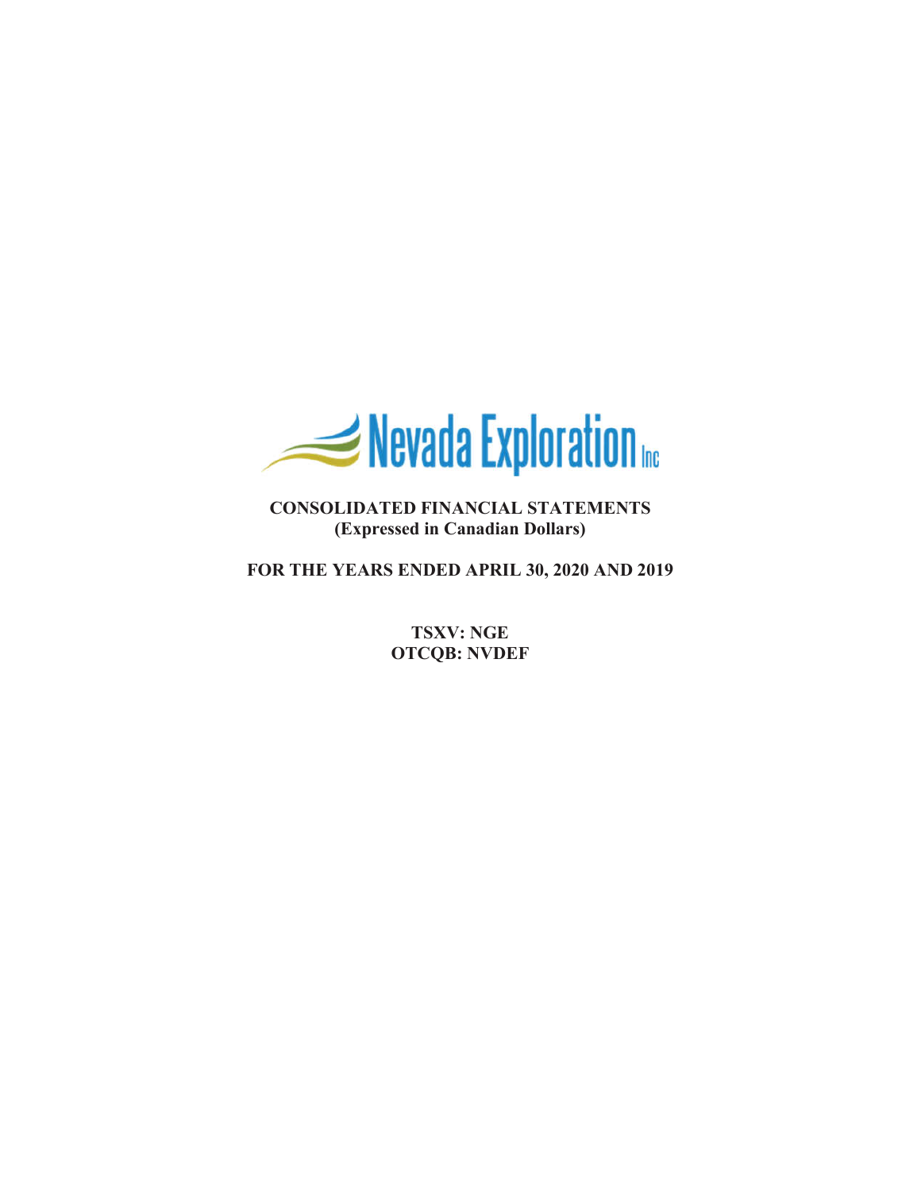Nevada Exploration Inc

**CONSOLIDATED FINANCIAL STATEMENTS**
**(Expressed in Canadian Dollars)**

**FOR THE YEARS ENDED APRIL 30, 2020 AND 2019**

**TSXV: NGE**
**OTCQB: NVDEF**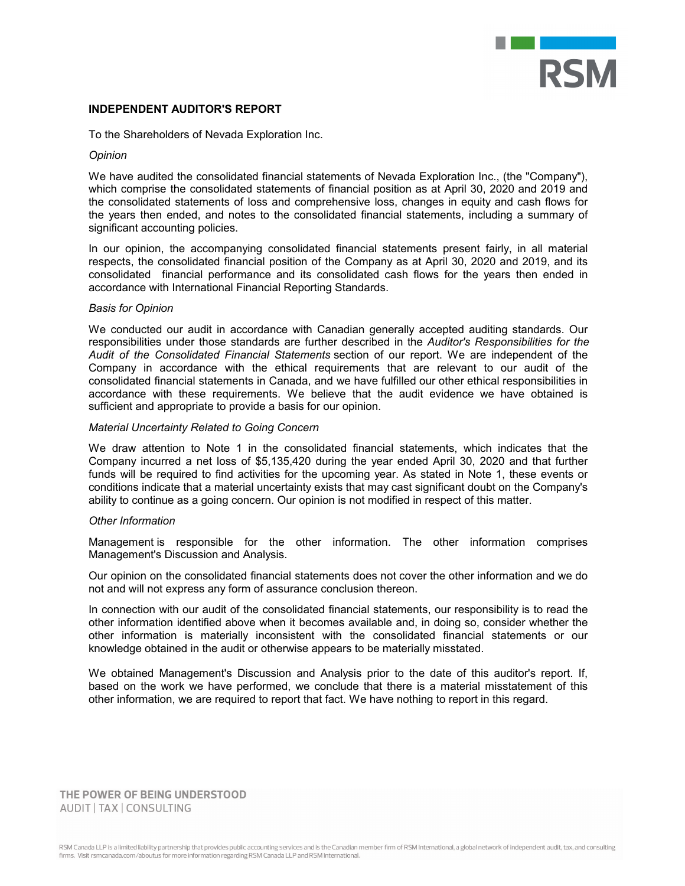## INDEPENDENT AUDITOR'S REPORT

To the Shareholders of Nevada Exploration Inc.

*Opinion*

We have audited the consolidated financial statements of Nevada Exploration Inc., (the "Company"), which comprise the consolidated statements of financial position as at April 30, 2020 and 2019 and the consolidated statements of loss and comprehensive loss, changes in equity and cash flows for the years then ended, and notes to the consolidated financial statements, including a summary of significant accounting policies.

In our opinion, the accompanying consolidated financial statements present fairly, in all material respects, the consolidated financial position of the Company as at April 30, 2020 and 2019, and its consolidated financial performance and its consolidated cash flows for the years then ended in accordance with International Financial Reporting Standards.

*Basis for Opinion*

We conducted our audit in accordance with Canadian generally accepted auditing standards. Our responsibilities under those standards are further described in the *Auditor's Responsibilities for the Audit of the Consolidated Financial Statements* section of our report. We are independent of the Company in accordance with the ethical requirements that are relevant to our audit of the consolidated financial statements in Canada, and we have fulfilled our other ethical responsibilities in accordance with these requirements. We believe that the audit evidence we have obtained is sufficient and appropriate to provide a basis for our opinion.

*Material Uncertainty Related to Going Concern*

We draw attention to Note 1 in the consolidated financial statements, which indicates that the Company incurred a net loss of $5,135,420 during the year ended April 30, 2020 and that further funds will be required to find activities for the upcoming year. As stated in Note 1, these events or conditions indicate that a material uncertainty exists that may cast significant doubt on the Company's ability to continue as a going concern. Our opinion is not modified in respect of this matter.

*Other Information*

Management is responsible for the other information. The other information comprises Management's Discussion and Analysis.

Our opinion on the consolidated financial statements does not cover the other information and we do not and will not express any form of assurance conclusion thereon.

In connection with our audit of the consolidated financial statements, our responsibility is to read the other information identified above when it becomes available and, in doing so, consider whether the other information is materially inconsistent with the consolidated financial statements or our knowledge obtained in the audit or otherwise appears to be materially misstated.

We obtained Management's Discussion and Analysis prior to the date of this auditor's report. If, based on the work we have performed, we conclude that there is a material misstatement of this other information, we are required to report that fact. We have nothing to report in this regard.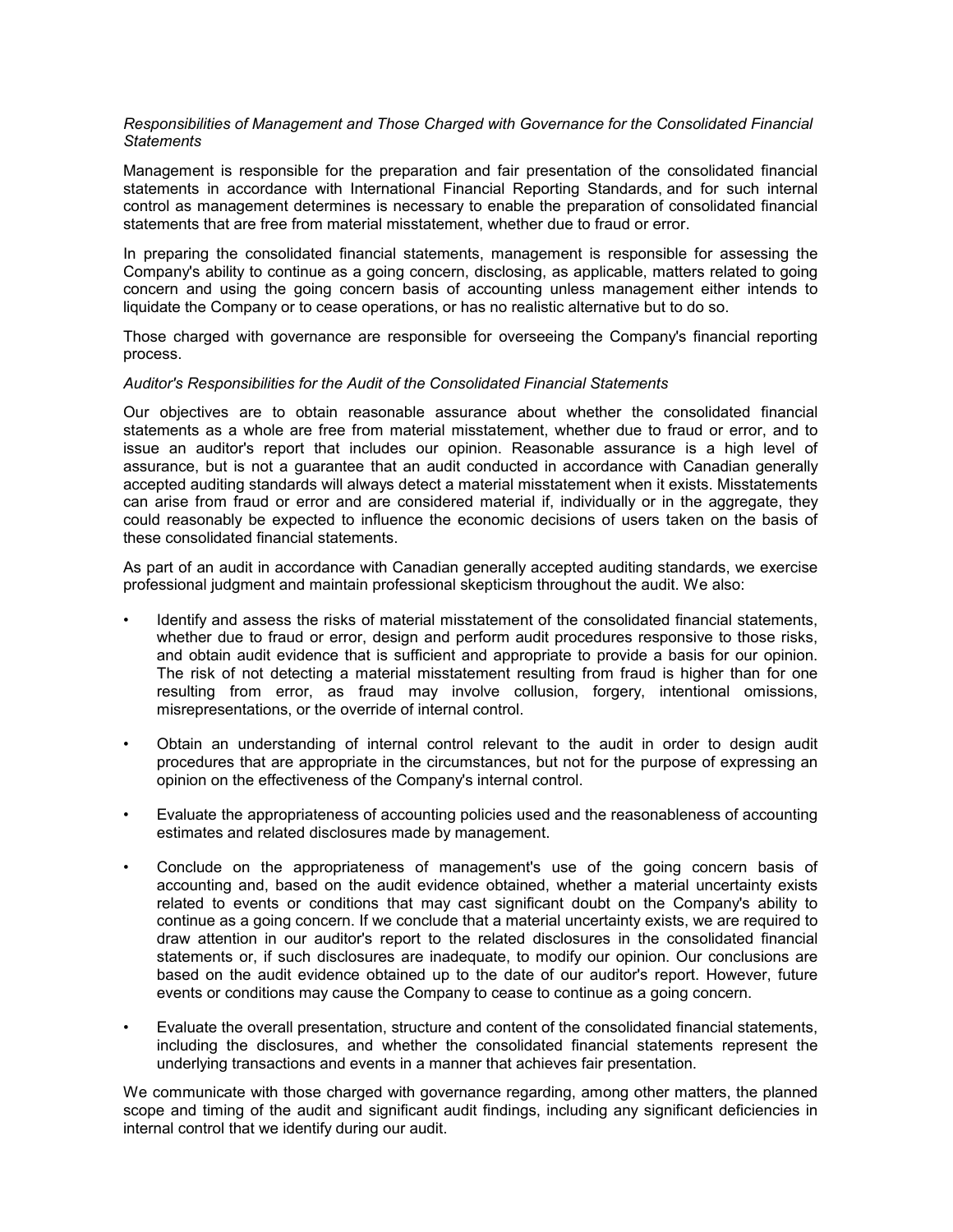*Responsibilities of Management and Those Charged with Governance for the Consolidated Financial Statements*

Management is responsible for the preparation and fair presentation of the consolidated financial statements in accordance with International Financial Reporting Standards, and for such internal control as management determines is necessary to enable the preparation of consolidated financial statements that are free from material misstatement, whether due to fraud or error.

In preparing the consolidated financial statements, management is responsible for assessing the Company's ability to continue as a going concern, disclosing, as applicable, matters related to going concern and using the going concern basis of accounting unless management either intends to liquidate the Company or to cease operations, or has no realistic alternative but to do so.

Those charged with governance are responsible for overseeing the Company's financial reporting process.

*Auditor's Responsibilities for the Audit of the Consolidated Financial Statements*

Our objectives are to obtain reasonable assurance about whether the consolidated financial statements as a whole are free from material misstatement, whether due to fraud or error, and to issue an auditor's report that includes our opinion. Reasonable assurance is a high level of assurance, but is not a guarantee that an audit conducted in accordance with Canadian generally accepted auditing standards will always detect a material misstatement when it exists. Misstatements can arise from fraud or error and are considered material if, individually or in the aggregate, they could reasonably be expected to influence the economic decisions of users taken on the basis of these consolidated financial statements.

As part of an audit in accordance with Canadian generally accepted auditing standards, we exercise professional judgment and maintain professional skepticism throughout the audit. We also:

- Identify and assess the risks of material misstatement of the consolidated financial statements, whether due to fraud or error, design and perform audit procedures responsive to those risks, and obtain audit evidence that is sufficient and appropriate to provide a basis for our opinion. The risk of not detecting a material misstatement resulting from fraud is higher than for one resulting from error, as fraud may involve collusion, forgery, intentional omissions, misrepresentations, or the override of internal control.

- Obtain an understanding of internal control relevant to the audit in order to design audit procedures that are appropriate in the circumstances, but not for the purpose of expressing an opinion on the effectiveness of the Company's internal control.

- Evaluate the appropriateness of accounting policies used and the reasonableness of accounting estimates and related disclosures made by management.

- Conclude on the appropriateness of management's use of the going concern basis of accounting and, based on the audit evidence obtained, whether a material uncertainty exists related to events or conditions that may cast significant doubt on the Company's ability to continue as a going concern. If we conclude that a material uncertainty exists, we are required to draw attention in our auditor's report to the related disclosures in the consolidated financial statements or, if such disclosures are inadequate, to modify our opinion. Our conclusions are based on the audit evidence obtained up to the date of our auditor's report. However, future events or conditions may cause the Company to cease to continue as a going concern.

- Evaluate the overall presentation, structure and content of the consolidated financial statements, including the disclosures, and whether the consolidated financial statements represent the underlying transactions and events in a manner that achieves fair presentation.

We communicate with those charged with governance regarding, among other matters, the planned scope and timing of the audit and significant audit findings, including any significant deficiencies in internal control that we identify during our audit.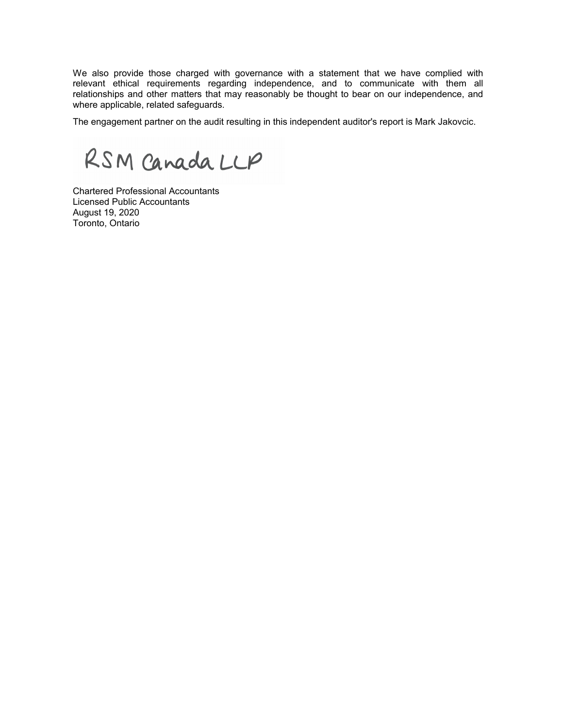We also provide those charged with governance with a statement that we have complied with relevant ethical requirements regarding independence, and to communicate with them all relationships and other matters that may reasonably be thought to bear on our independence, and where applicable, related safeguards.

The engagement partner on the audit resulting in this independent auditor's report is Mark Jakovcic.

RSM Canada LLP

Chartered Professional Accountants
Licensed Public Accountants
August 19, 2020
Toronto, Ontario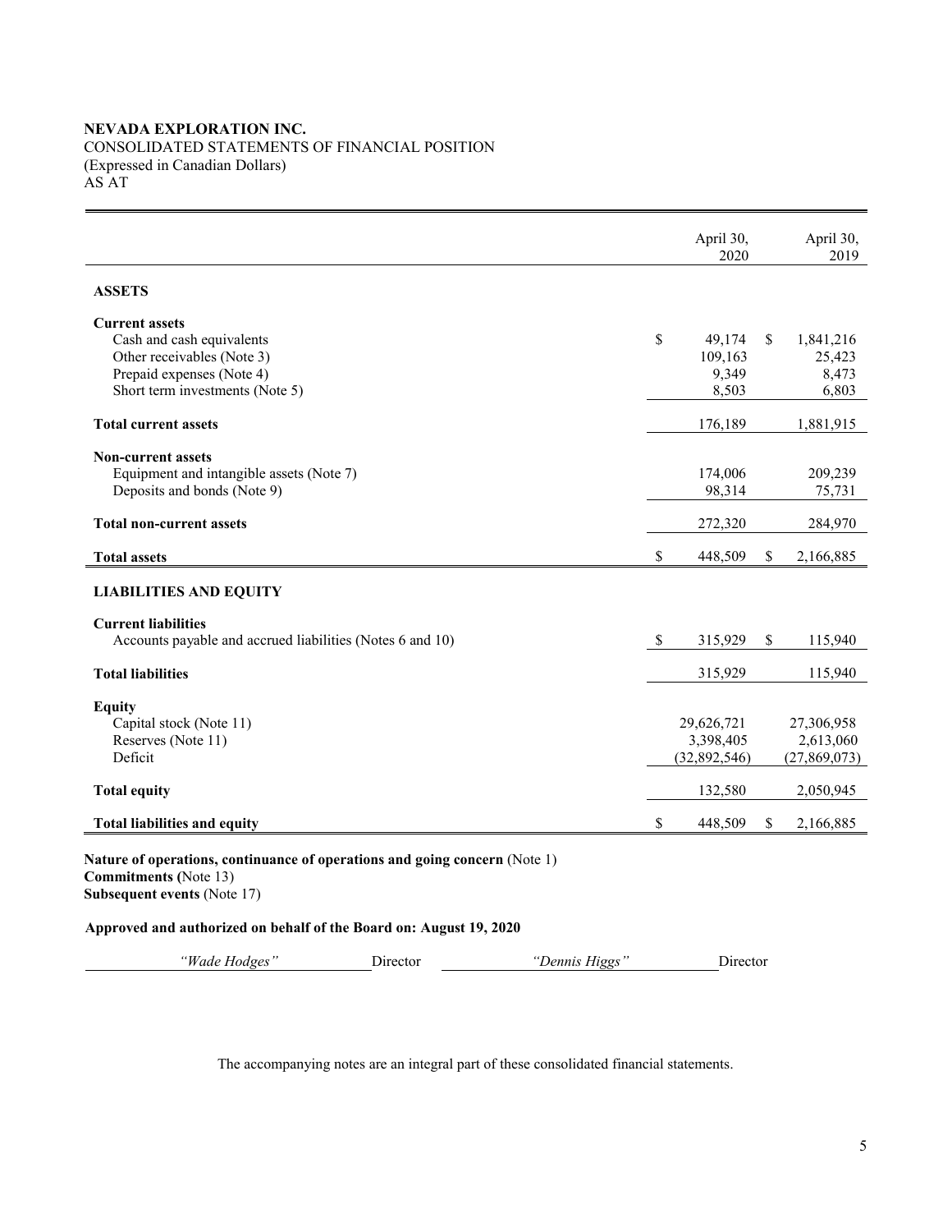**NEVADA EXPLORATION INC.**
CONSOLIDATED STATEMENTS OF FINANCIAL POSITION
(Expressed in Canadian Dollars)
AS AT

| | April 30, 2020 | April 30, 2019 |
|---|---|---|
| **ASSETS** | | |
| **Current assets** | | |
| Cash and cash equivalents | $ 49,174 | $ 1,841,216 |
| Other receivables (Note 3) | 109,163 | 25,423 |
| Prepaid expenses (Note 4) | 9,349 | 8,473 |
| Short term investments (Note 5) | 8,503 | 6,803 |
| **Total current assets** | 176,189 | 1,881,915 |
| **Non-current assets** | | |
| Equipment and intangible assets (Note 7) | 174,006 | 209,239 |
| Deposits and bonds (Note 9) | 98,314 | 75,731 |
| **Total non-current assets** | 272,320 | 284,970 |
| **Total assets** | $ 448,509 | $ 2,166,885 |
| **LIABILITIES AND EQUITY** | | |
| **Current liabilities** | | |
| Accounts payable and accrued liabilities (Notes 6 and 10) | $ 315,929 | $ 115,940 |
| **Total liabilities** | 315,929 | 115,940 |
| **Equity** | | |
| Capital stock (Note 11) | 29,626,721 | 27,306,958 |
| Reserves (Note 11) | 3,398,405 | 2,613,060 |
| Deficit | (32,892,546) | (27,869,073) |
| **Total equity** | 132,580 | 2,050,945 |
| **Total liabilities and equity** | $ 448,509 | $ 2,166,885 |

**Nature of operations, continuance of operations and going concern** (Note 1)
**Commitments (**Note 13)
**Subsequent events** (Note 17)

**Approved and authorized on behalf of the Board on: August 19, 2020**

*"Wade Hodges"* Director *"Dennis Higgs"* Director

The accompanying notes are an integral part of these consolidated financial statements.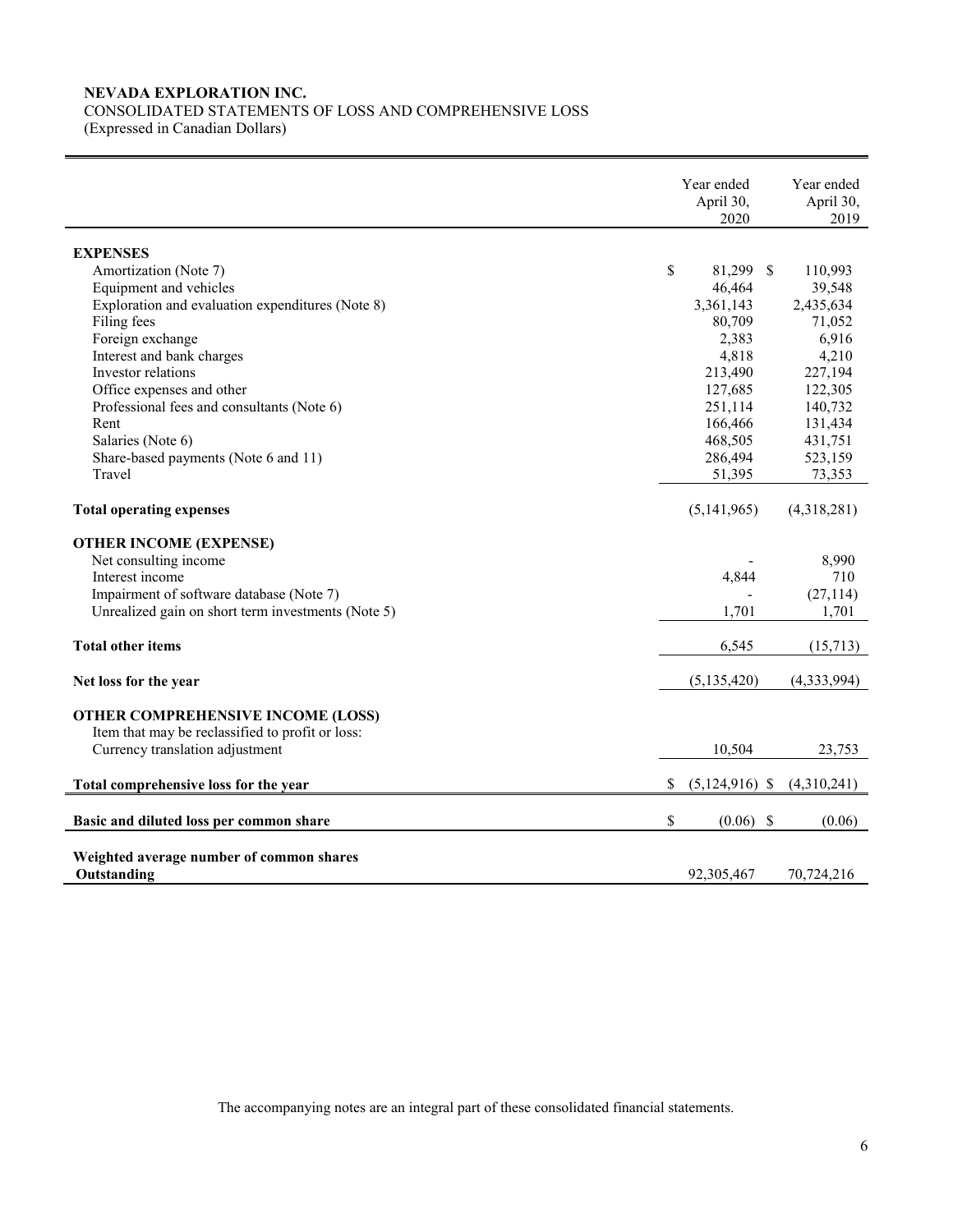**NEVADA EXPLORATION INC.**
CONSOLIDATED STATEMENTS OF LOSS AND COMPREHENSIVE LOSS
(Expressed in Canadian Dollars)

| | Year ended April 30, 2020 | Year ended April 30, 2019 |
|---|---|---|
| **EXPENSES** | | |
| Amortization (Note 7) | $ 81,299 | $ 110,993 |
| Equipment and vehicles | 46,464 | 39,548 |
| Exploration and evaluation expenditures (Note 8) | 3,361,143 | 2,435,634 |
| Filing fees | 80,709 | 71,052 |
| Foreign exchange | 2,383 | 6,916 |
| Interest and bank charges | 4,818 | 4,210 |
| Investor relations | 213,490 | 227,194 |
| Office expenses and other | 127,685 | 122,305 |
| Professional fees and consultants (Note 6) | 251,114 | 140,732 |
| Rent | 166,466 | 131,434 |
| Salaries (Note 6) | 468,505 | 431,751 |
| Share-based payments (Note 6 and 11) | 286,494 | 523,159 |
| Travel | 51,395 | 73,353 |
| **Total operating expenses** | (5,141,965) | (4,318,281) |
| **OTHER INCOME (EXPENSE)** | | |
| Net consulting income | - | 8,990 |
| Interest income | 4,844 | 710 |
| Impairment of software database (Note 7) | - | (27,114) |
| Unrealized gain on short term investments (Note 5) | 1,701 | 1,701 |
| **Total other items** | 6,545 | (15,713) |
| **Net loss for the year** | (5,135,420) | (4,333,994) |
| **OTHER COMPREHENSIVE INCOME (LOSS)** | | |
| Item that may be reclassified to profit or loss: | | |
| Currency translation adjustment | 10,504 | 23,753 |
| **Total comprehensive loss for the year** | $ (5,124,916) | $ (4,310,241) |
| **Basic and diluted loss per common share** | $ (0.06) | $ (0.06) |
| **Weighted average number of common shares Outstanding** | 92,305,467 | 70,724,216 |

The accompanying notes are an integral part of these consolidated financial statements.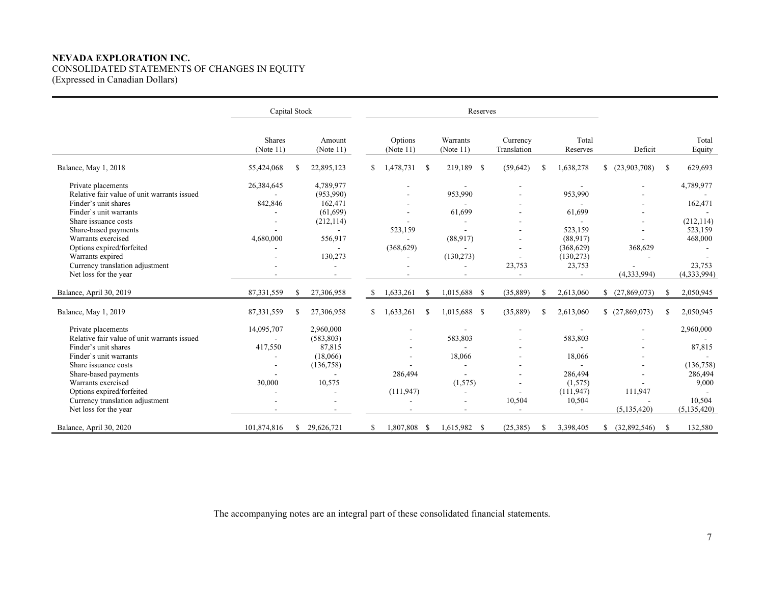**NEVADA EXPLORATION INC.**
CONSOLIDATED STATEMENTS OF CHANGES IN EQUITY
(Expressed in Canadian Dollars)

| | Capital Stock | | Reserves | | | | | |
|---|---|---|---|---|---|---|---|---|
| | Shares (Note 11) | Amount (Note 11) | Options (Note 11) | Warrants (Note 11) | Currency Translation | Total Reserves | Deficit | Total Equity |
| Balance, May 1, 2018 | 55,424,068 | $ 22,895,123 | $ 1,478,731 | $ 219,189 | $ (59,642) | $ 1,638,278 | $ (23,903,708) | $ 629,693 |
| Private placements | 26,384,645 | 4,789,977 | - | - | - | - | - | 4,789,977 |
| Relative fair value of unit warrants issued | - | (953,990) | - | 953,990 | - | 953,990 | - | - |
| Finder's unit shares | 842,846 | 162,471 | - | - | - | - | - | 162,471 |
| Finder`s unit warrants | - | (61,699) | - | 61,699 | - | 61,699 | - | - |
| Share issuance costs | - | (212,114) | - | - | - | - | - | (212,114) |
| Share-based payments | - | - | 523,159 | - | - | 523,159 | - | 523,159 |
| Warrants exercised | 4,680,000 | 556,917 | - | (88,917) | - | (88,917) | - | 468,000 |
| Options expired/forfeited | - | - | (368,629) | - | - | (368,629) | 368,629 | - |
| Warrants expired | - | 130,273 | - | (130,273) | - | (130,273) | - | - |
| Currency translation adjustment | - | - | - | - | 23,753 | 23,753 | - | 23,753 |
| Net loss for the year | - | - | - | - | - | - | (4,333,994) | (4,333,994) |
| Balance, April 30, 2019 | 87,331,559 | $ 27,306,958 | $ 1,633,261 | $ 1,015,688 | $ (35,889) | $ 2,613,060 | $ (27,869,073) | $ 2,050,945 |
| Balance, May 1, 2019 | 87,331,559 | $ 27,306,958 | $ 1,633,261 | $ 1,015,688 | $ (35,889) | $ 2,613,060 | $ (27,869,073) | $ 2,050,945 |
| Private placements | 14,095,707 | 2,960,000 | - | - | - | - | - | 2,960,000 |
| Relative fair value of unit warrants issued | - | (583,803) | - | 583,803 | - | 583,803 | - | - |
| Finder's unit shares | 417,550 | 87,815 | - | - | - | - | - | 87,815 |
| Finder`s unit warrants | - | (18,066) | - | 18,066 | - | 18,066 | - | - |
| Share issuance costs | - | (136,758) | - | - | - | - | - | (136,758) |
| Share-based payments | - | - | 286,494 | - | - | 286,494 | - | 286,494 |
| Warrants exercised | 30,000 | 10,575 | | (1,575) | - | (1,575) | - | 9,000 |
| Options expired/forfeited | - | - | (111,947) | - | - | (111,947) | 111,947 | - |
| Currency translation adjustment | - | - | - | - | 10,504 | 10,504 | | 10,504 |
| Net loss for the year | - | - | - | - | - | - | (5,135,420) | (5,135,420) |
| Balance, April 30, 2020 | 101,874,816 | $ 29,626,721 | $ 1,807,808 | $ 1,615,982 | $ (25,385) | $ 3,398,405 | $ (32,892,546) | $ 132,580 |

The accompanying notes are an integral part of these consolidated financial statements.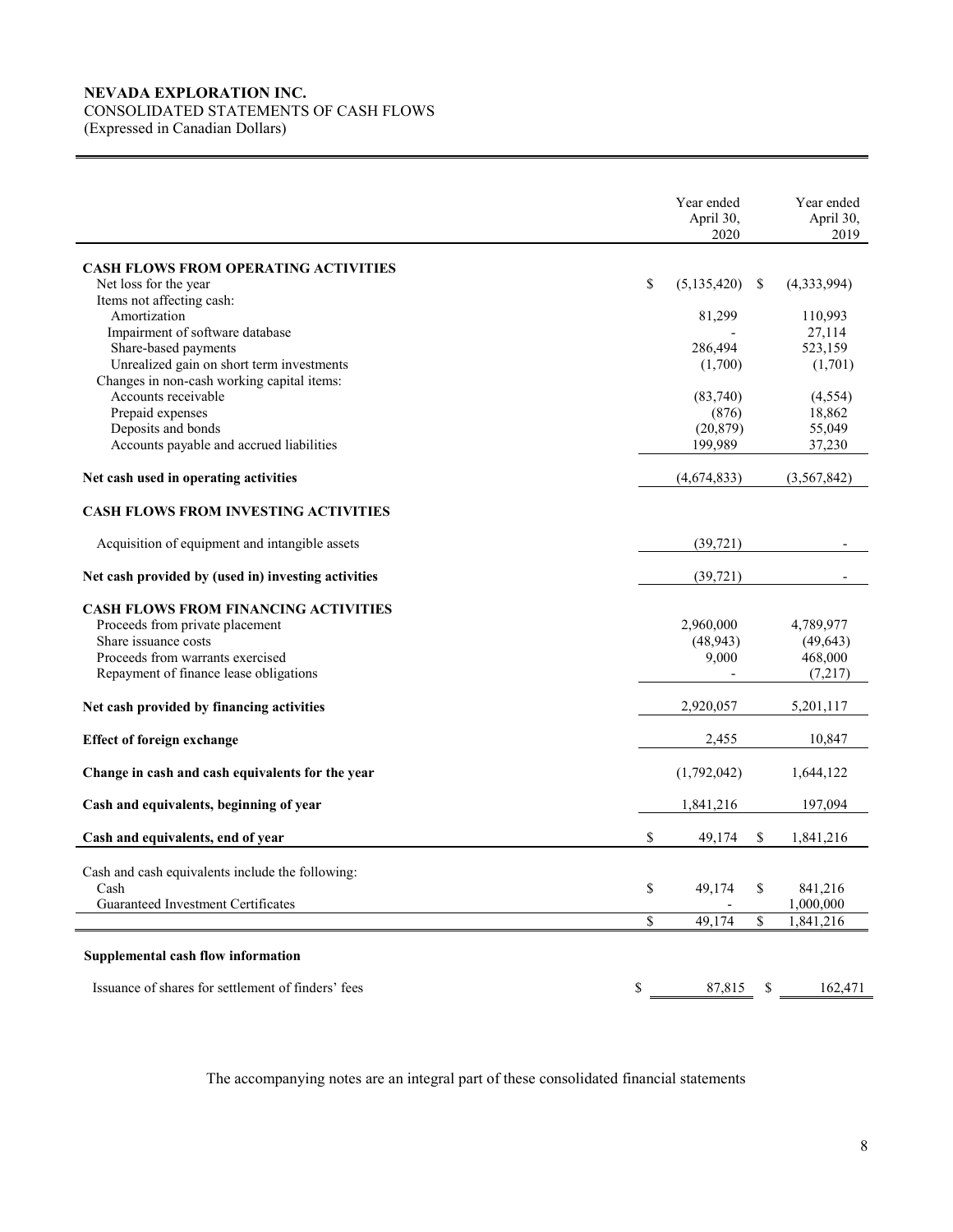**NEVADA EXPLORATION INC.**
CONSOLIDATED STATEMENTS OF CASH FLOWS
(Expressed in Canadian Dollars)

| | Year ended April 30, 2020 | Year ended April 30, 2019 |
|---|---|---|
| **CASH FLOWS FROM OPERATING ACTIVITIES** | | |
| Net loss for the year | $ (5,135,420) | $ (4,333,994) |
| Items not affecting cash: | | |
| Amortization | 81,299 | 110,993 |
| Impairment of software database | - | 27,114 |
| Share-based payments | 286,494 | 523,159 |
| Unrealized gain on short term investments | (1,700) | (1,701) |
| Changes in non-cash working capital items: | | |
| Accounts receivable | (83,740) | (4,554) |
| Prepaid expenses | (876) | 18,862 |
| Deposits and bonds | (20,879) | 55,049 |
| Accounts payable and accrued liabilities | 199,989 | 37,230 |
| **Net cash used in operating activities** | (4,674,833) | (3,567,842) |
| **CASH FLOWS FROM INVESTING ACTIVITIES** | | |
| Acquisition of equipment and intangible assets | (39,721) | - |
| **Net cash provided by (used in) investing activities** | (39,721) | - |
| **CASH FLOWS FROM FINANCING ACTIVITIES** | | |
| Proceeds from private placement | 2,960,000 | 4,789,977 |
| Share issuance costs | (48,943) | (49,643) |
| Proceeds from warrants exercised | 9,000 | 468,000 |
| Repayment of finance lease obligations | - | (7,217) |
| **Net cash provided by financing activities** | 2,920,057 | 5,201,117 |
| **Effect of foreign exchange** | 2,455 | 10,847 |
| **Change in cash and cash equivalents for the year** | (1,792,042) | 1,644,122 |
| **Cash and equivalents, beginning of year** | 1,841,216 | 197,094 |
| **Cash and equivalents, end of year** | $ 49,174 | $ 1,841,216 |
| Cash and cash equivalents include the following: | | |
| Cash | $ 49,174 | $ 841,216 |
| Guaranteed Investment Certificates | - | 1,000,000 |
| | $ 49,174 | $ 1,841,216 |
| **Supplemental cash flow information** | | |
| Issuance of shares for settlement of finders' fees | $ 87,815 | $ 162,471 |

The accompanying notes are an integral part of these consolidated financial statements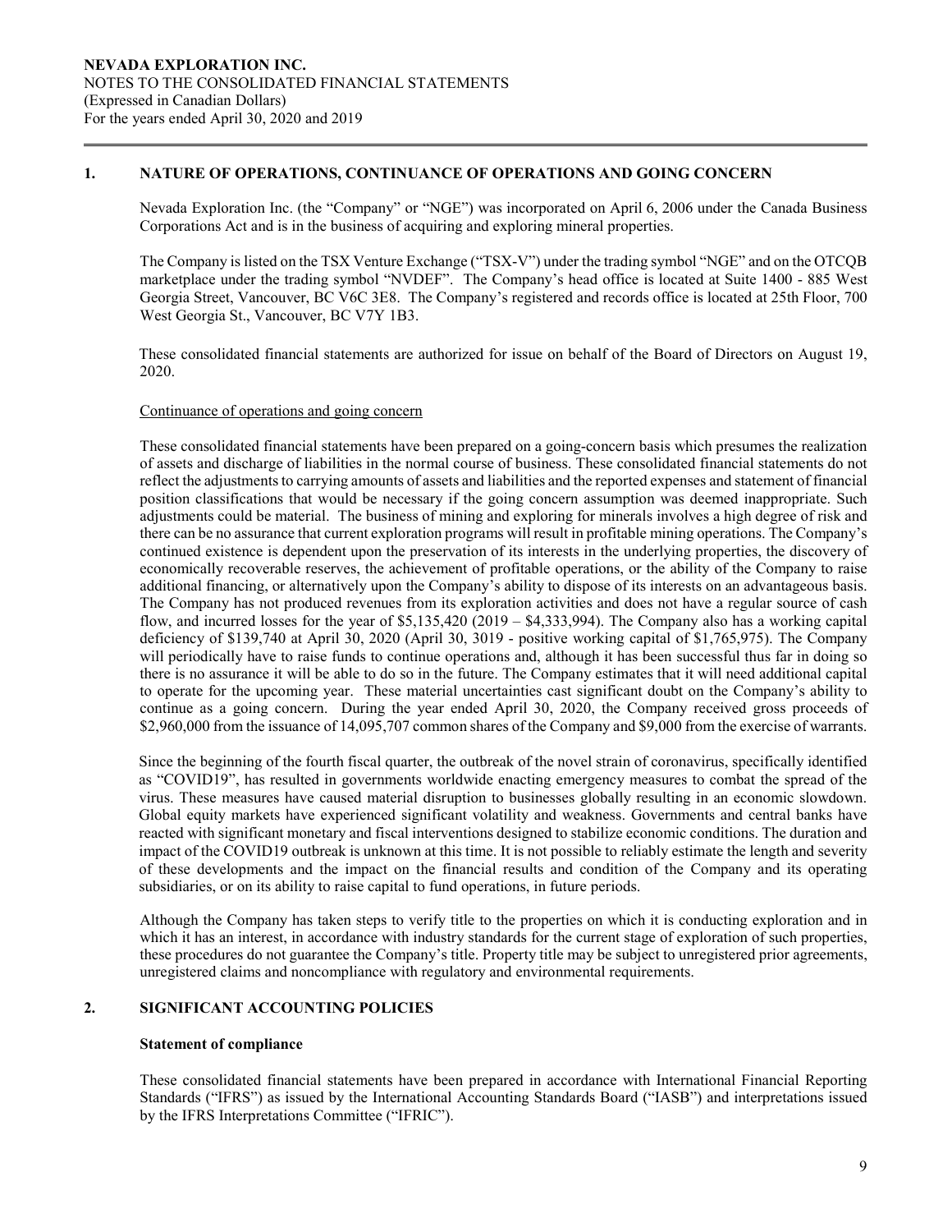## 1. NATURE OF OPERATIONS, CONTINUANCE OF OPERATIONS AND GOING CONCERN

Nevada Exploration Inc. (the "Company" or "NGE") was incorporated on April 6, 2006 under the Canada Business Corporations Act and is in the business of acquiring and exploring mineral properties.

The Company is listed on the TSX Venture Exchange ("TSX-V") under the trading symbol "NGE" and on the OTCQB marketplace under the trading symbol "NVDEF". The Company's head office is located at Suite 1400 - 885 West Georgia Street, Vancouver, BC V6C 3E8. The Company's registered and records office is located at 25th Floor, 700 West Georgia St., Vancouver, BC V7Y 1B3.

These consolidated financial statements are authorized for issue on behalf of the Board of Directors on August 19, 2020.

Continuance of operations and going concern

These consolidated financial statements have been prepared on a going-concern basis which presumes the realization of assets and discharge of liabilities in the normal course of business. These consolidated financial statements do not reflect the adjustments to carrying amounts of assets and liabilities and the reported expenses and statement of financial position classifications that would be necessary if the going concern assumption was deemed inappropriate. Such adjustments could be material. The business of mining and exploring for minerals involves a high degree of risk and there can be no assurance that current exploration programs will result in profitable mining operations. The Company's continued existence is dependent upon the preservation of its interests in the underlying properties, the discovery of economically recoverable reserves, the achievement of profitable operations, or the ability of the Company to raise additional financing, or alternatively upon the Company's ability to dispose of its interests on an advantageous basis. The Company has not produced revenues from its exploration activities and does not have a regular source of cash flow, and incurred losses for the year of $5,135,420 (2019 – $4,333,994). The Company also has a working capital deficiency of $139,740 at April 30, 2020 (April 30, 3019 - positive working capital of $1,765,975). The Company will periodically have to raise funds to continue operations and, although it has been successful thus far in doing so there is no assurance it will be able to do so in the future. The Company estimates that it will need additional capital to operate for the upcoming year. These material uncertainties cast significant doubt on the Company's ability to continue as a going concern. During the year ended April 30, 2020, the Company received gross proceeds of $2,960,000 from the issuance of 14,095,707 common shares of the Company and $9,000 from the exercise of warrants.

Since the beginning of the fourth fiscal quarter, the outbreak of the novel strain of coronavirus, specifically identified as "COVID19", has resulted in governments worldwide enacting emergency measures to combat the spread of the virus. These measures have caused material disruption to businesses globally resulting in an economic slowdown. Global equity markets have experienced significant volatility and weakness. Governments and central banks have reacted with significant monetary and fiscal interventions designed to stabilize economic conditions. The duration and impact of the COVID19 outbreak is unknown at this time. It is not possible to reliably estimate the length and severity of these developments and the impact on the financial results and condition of the Company and its operating subsidiaries, or on its ability to raise capital to fund operations, in future periods.

Although the Company has taken steps to verify title to the properties on which it is conducting exploration and in which it has an interest, in accordance with industry standards for the current stage of exploration of such properties, these procedures do not guarantee the Company's title. Property title may be subject to unregistered prior agreements, unregistered claims and noncompliance with regulatory and environmental requirements.

## 2. SIGNIFICANT ACCOUNTING POLICIES

### Statement of compliance

These consolidated financial statements have been prepared in accordance with International Financial Reporting Standards ("IFRS") as issued by the International Accounting Standards Board ("IASB") and interpretations issued by the IFRS Interpretations Committee ("IFRIC").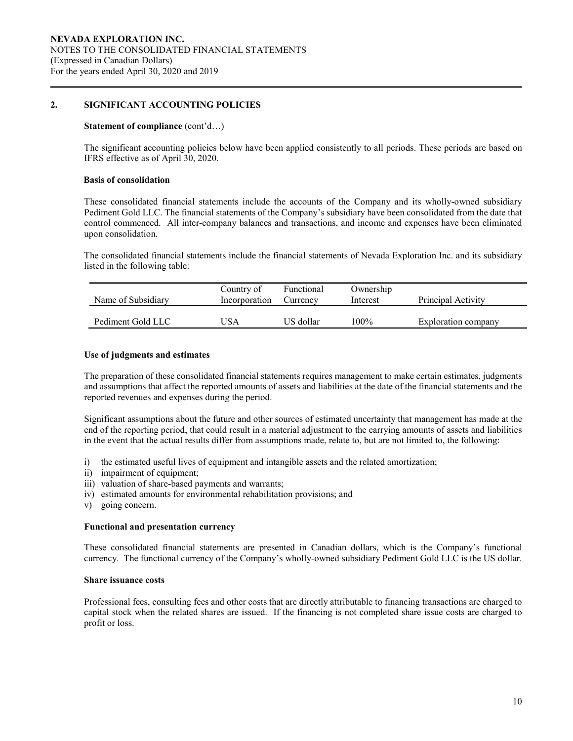## 2. SIGNIFICANT ACCOUNTING POLICIES

**Statement of compliance** (cont'd…)

The significant accounting policies below have been applied consistently to all periods. These periods are based on IFRS effective as of April 30, 2020.

**Basis of consolidation**

These consolidated financial statements include the accounts of the Company and its wholly-owned subsidiary Pediment Gold LLC. The financial statements of the Company's subsidiary have been consolidated from the date that control commenced. All inter-company balances and transactions, and income and expenses have been eliminated upon consolidation.

The consolidated financial statements include the financial statements of Nevada Exploration Inc. and its subsidiary listed in the following table:

| Name of Subsidiary | Country of Incorporation | Functional Currency | Ownership Interest | Principal Activity |
|---|---|---|---|---|
| Pediment Gold LLC | USA | US dollar | 100% | Exploration company |

**Use of judgments and estimates**

The preparation of these consolidated financial statements requires management to make certain estimates, judgments and assumptions that affect the reported amounts of assets and liabilities at the date of the financial statements and the reported revenues and expenses during the period.

Significant assumptions about the future and other sources of estimated uncertainty that management has made at the end of the reporting period, that could result in a material adjustment to the carrying amounts of assets and liabilities in the event that the actual results differ from assumptions made, relate to, but are not limited to, the following:

i) the estimated useful lives of equipment and intangible assets and the related amortization;
ii) impairment of equipment;
iii) valuation of share-based payments and warrants;
iv) estimated amounts for environmental rehabilitation provisions; and
v) going concern.

**Functional and presentation currency**

These consolidated financial statements are presented in Canadian dollars, which is the Company's functional currency. The functional currency of the Company's wholly-owned subsidiary Pediment Gold LLC is the US dollar.

**Share issuance costs**

Professional fees, consulting fees and other costs that are directly attributable to financing transactions are charged to capital stock when the related shares are issued. If the financing is not completed share issue costs are charged to profit or loss.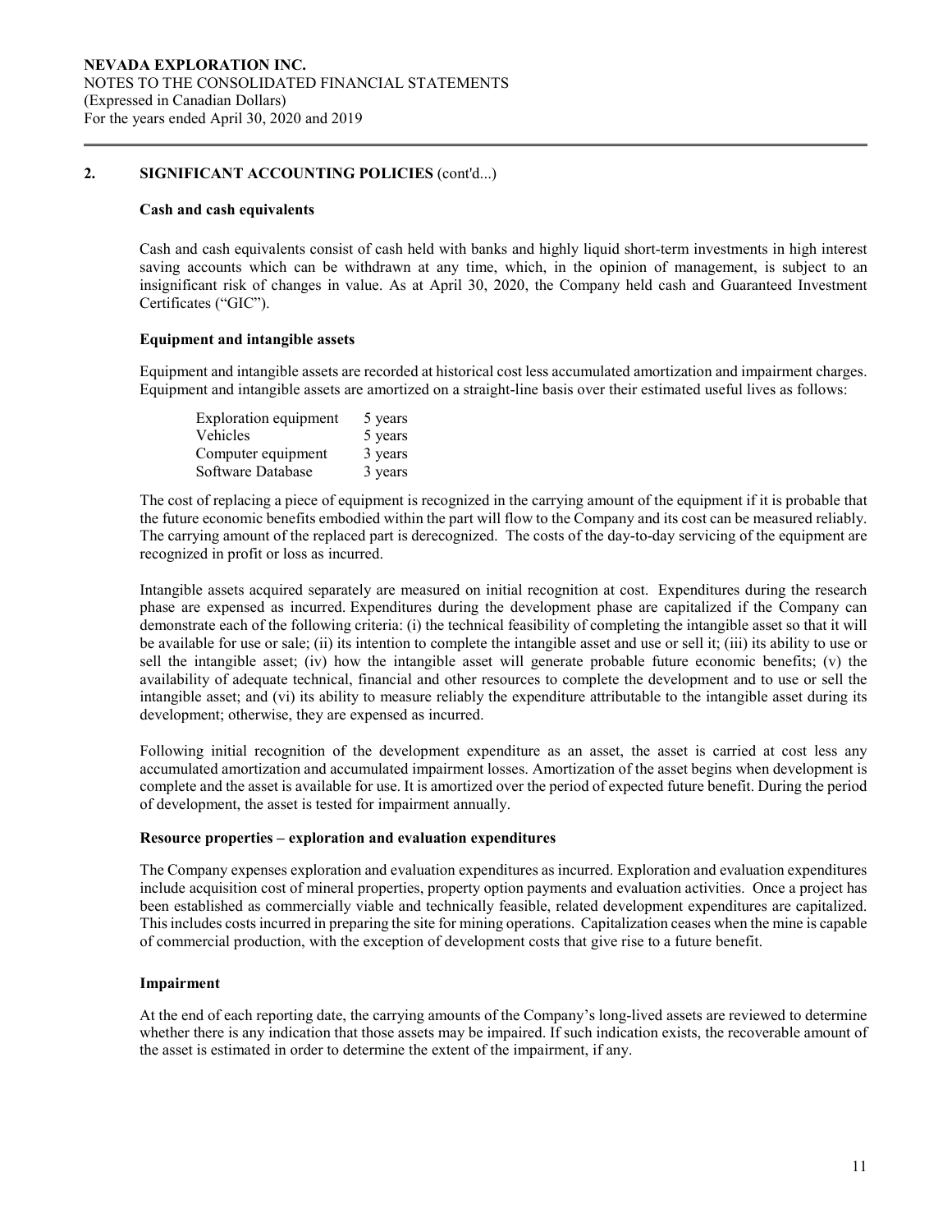## 2. SIGNIFICANT ACCOUNTING POLICIES (cont'd...)

### Cash and cash equivalents

Cash and cash equivalents consist of cash held with banks and highly liquid short-term investments in high interest saving accounts which can be withdrawn at any time, which, in the opinion of management, is subject to an insignificant risk of changes in value. As at April 30, 2020, the Company held cash and Guaranteed Investment Certificates ("GIC").

### Equipment and intangible assets

Equipment and intangible assets are recorded at historical cost less accumulated amortization and impairment charges. Equipment and intangible assets are amortized on a straight-line basis over their estimated useful lives as follows:

| | |
|---|---|
| Exploration equipment | 5 years |
| Vehicles | 5 years |
| Computer equipment | 3 years |
| Software Database | 3 years |

The cost of replacing a piece of equipment is recognized in the carrying amount of the equipment if it is probable that the future economic benefits embodied within the part will flow to the Company and its cost can be measured reliably. The carrying amount of the replaced part is derecognized. The costs of the day-to-day servicing of the equipment are recognized in profit or loss as incurred.

Intangible assets acquired separately are measured on initial recognition at cost. Expenditures during the research phase are expensed as incurred. Expenditures during the development phase are capitalized if the Company can demonstrate each of the following criteria: (i) the technical feasibility of completing the intangible asset so that it will be available for use or sale; (ii) its intention to complete the intangible asset and use or sell it; (iii) its ability to use or sell the intangible asset; (iv) how the intangible asset will generate probable future economic benefits; (v) the availability of adequate technical, financial and other resources to complete the development and to use or sell the intangible asset; and (vi) its ability to measure reliably the expenditure attributable to the intangible asset during its development; otherwise, they are expensed as incurred.

Following initial recognition of the development expenditure as an asset, the asset is carried at cost less any accumulated amortization and accumulated impairment losses. Amortization of the asset begins when development is complete and the asset is available for use. It is amortized over the period of expected future benefit. During the period of development, the asset is tested for impairment annually.

### Resource properties – exploration and evaluation expenditures

The Company expenses exploration and evaluation expenditures as incurred. Exploration and evaluation expenditures include acquisition cost of mineral properties, property option payments and evaluation activities. Once a project has been established as commercially viable and technically feasible, related development expenditures are capitalized. This includes costs incurred in preparing the site for mining operations. Capitalization ceases when the mine is capable of commercial production, with the exception of development costs that give rise to a future benefit.

### Impairment

At the end of each reporting date, the carrying amounts of the Company's long-lived assets are reviewed to determine whether there is any indication that those assets may be impaired. If such indication exists, the recoverable amount of the asset is estimated in order to determine the extent of the impairment, if any.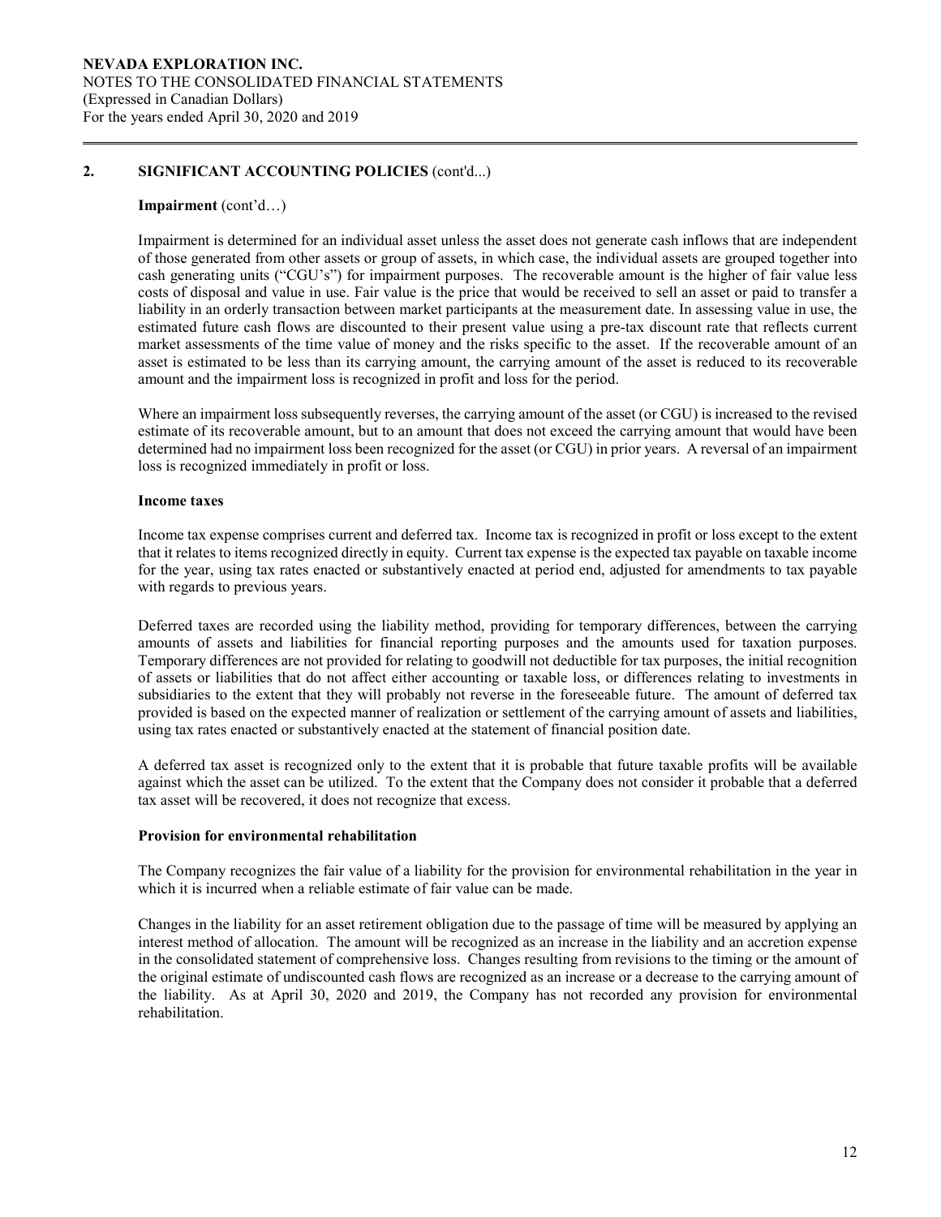## 2. SIGNIFICANT ACCOUNTING POLICIES (cont'd...)

**Impairment** (cont'd…)

Impairment is determined for an individual asset unless the asset does not generate cash inflows that are independent of those generated from other assets or group of assets, in which case, the individual assets are grouped together into cash generating units ("CGU's") for impairment purposes. The recoverable amount is the higher of fair value less costs of disposal and value in use. Fair value is the price that would be received to sell an asset or paid to transfer a liability in an orderly transaction between market participants at the measurement date. In assessing value in use, the estimated future cash flows are discounted to their present value using a pre-tax discount rate that reflects current market assessments of the time value of money and the risks specific to the asset. If the recoverable amount of an asset is estimated to be less than its carrying amount, the carrying amount of the asset is reduced to its recoverable amount and the impairment loss is recognized in profit and loss for the period.

Where an impairment loss subsequently reverses, the carrying amount of the asset (or CGU) is increased to the revised estimate of its recoverable amount, but to an amount that does not exceed the carrying amount that would have been determined had no impairment loss been recognized for the asset (or CGU) in prior years. A reversal of an impairment loss is recognized immediately in profit or loss.

**Income taxes**

Income tax expense comprises current and deferred tax. Income tax is recognized in profit or loss except to the extent that it relates to items recognized directly in equity. Current tax expense is the expected tax payable on taxable income for the year, using tax rates enacted or substantively enacted at period end, adjusted for amendments to tax payable with regards to previous years.

Deferred taxes are recorded using the liability method, providing for temporary differences, between the carrying amounts of assets and liabilities for financial reporting purposes and the amounts used for taxation purposes. Temporary differences are not provided for relating to goodwill not deductible for tax purposes, the initial recognition of assets or liabilities that do not affect either accounting or taxable loss, or differences relating to investments in subsidiaries to the extent that they will probably not reverse in the foreseeable future. The amount of deferred tax provided is based on the expected manner of realization or settlement of the carrying amount of assets and liabilities, using tax rates enacted or substantively enacted at the statement of financial position date.

A deferred tax asset is recognized only to the extent that it is probable that future taxable profits will be available against which the asset can be utilized. To the extent that the Company does not consider it probable that a deferred tax asset will be recovered, it does not recognize that excess.

**Provision for environmental rehabilitation**

The Company recognizes the fair value of a liability for the provision for environmental rehabilitation in the year in which it is incurred when a reliable estimate of fair value can be made.

Changes in the liability for an asset retirement obligation due to the passage of time will be measured by applying an interest method of allocation. The amount will be recognized as an increase in the liability and an accretion expense in the consolidated statement of comprehensive loss. Changes resulting from revisions to the timing or the amount of the original estimate of undiscounted cash flows are recognized as an increase or a decrease to the carrying amount of the liability. As at April 30, 2020 and 2019, the Company has not recorded any provision for environmental rehabilitation.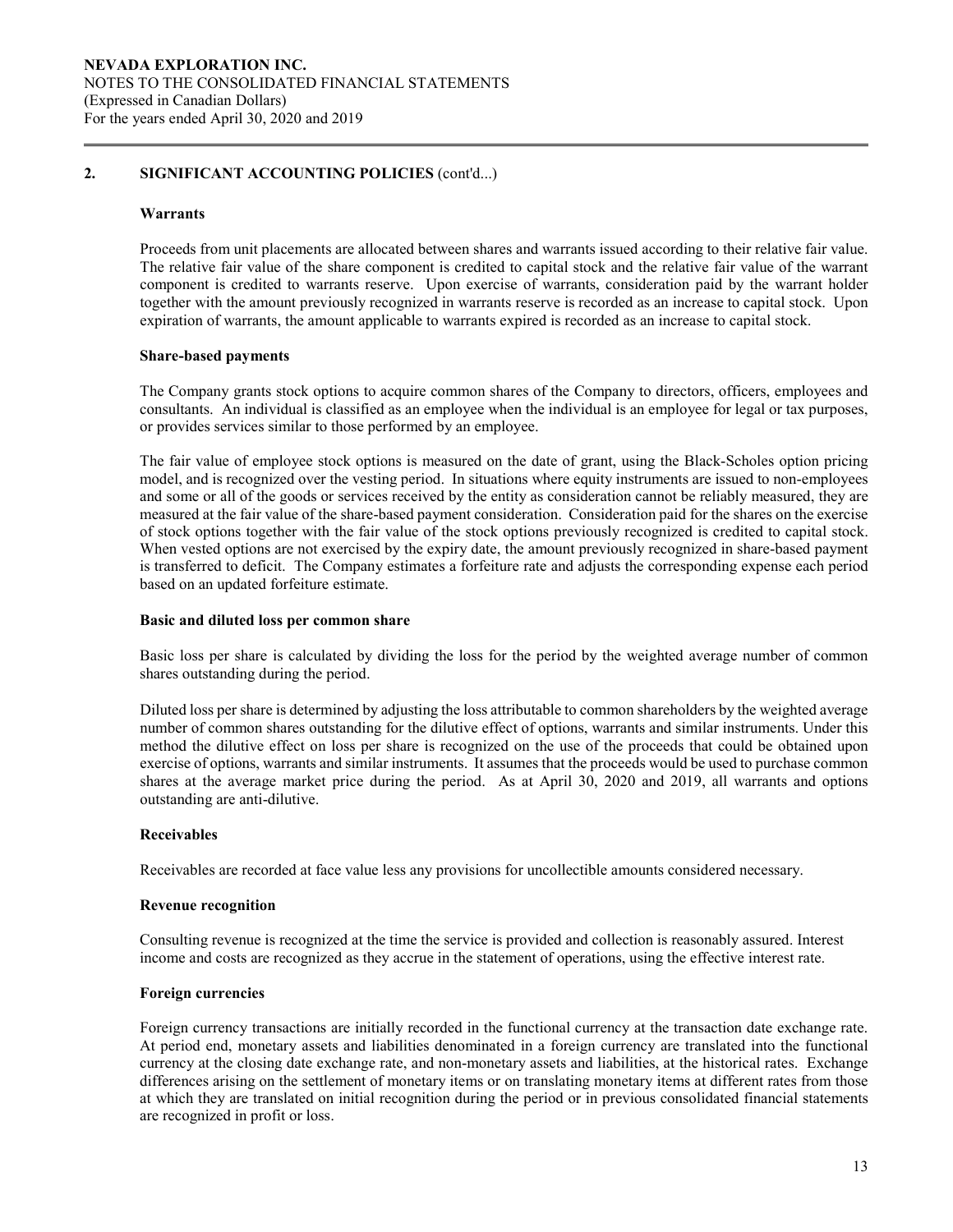## 2. SIGNIFICANT ACCOUNTING POLICIES (cont'd...)

### Warrants

Proceeds from unit placements are allocated between shares and warrants issued according to their relative fair value. The relative fair value of the share component is credited to capital stock and the relative fair value of the warrant component is credited to warrants reserve. Upon exercise of warrants, consideration paid by the warrant holder together with the amount previously recognized in warrants reserve is recorded as an increase to capital stock. Upon expiration of warrants, the amount applicable to warrants expired is recorded as an increase to capital stock.

### Share-based payments

The Company grants stock options to acquire common shares of the Company to directors, officers, employees and consultants. An individual is classified as an employee when the individual is an employee for legal or tax purposes, or provides services similar to those performed by an employee.

The fair value of employee stock options is measured on the date of grant, using the Black-Scholes option pricing model, and is recognized over the vesting period. In situations where equity instruments are issued to non-employees and some or all of the goods or services received by the entity as consideration cannot be reliably measured, they are measured at the fair value of the share-based payment consideration. Consideration paid for the shares on the exercise of stock options together with the fair value of the stock options previously recognized is credited to capital stock. When vested options are not exercised by the expiry date, the amount previously recognized in share-based payment is transferred to deficit. The Company estimates a forfeiture rate and adjusts the corresponding expense each period based on an updated forfeiture estimate.

### Basic and diluted loss per common share

Basic loss per share is calculated by dividing the loss for the period by the weighted average number of common shares outstanding during the period.

Diluted loss per share is determined by adjusting the loss attributable to common shareholders by the weighted average number of common shares outstanding for the dilutive effect of options, warrants and similar instruments. Under this method the dilutive effect on loss per share is recognized on the use of the proceeds that could be obtained upon exercise of options, warrants and similar instruments. It assumes that the proceeds would be used to purchase common shares at the average market price during the period. As at April 30, 2020 and 2019, all warrants and options outstanding are anti-dilutive.

### Receivables

Receivables are recorded at face value less any provisions for uncollectible amounts considered necessary.

### Revenue recognition

Consulting revenue is recognized at the time the service is provided and collection is reasonably assured. Interest income and costs are recognized as they accrue in the statement of operations, using the effective interest rate.

### Foreign currencies

Foreign currency transactions are initially recorded in the functional currency at the transaction date exchange rate. At period end, monetary assets and liabilities denominated in a foreign currency are translated into the functional currency at the closing date exchange rate, and non-monetary assets and liabilities, at the historical rates. Exchange differences arising on the settlement of monetary items or on translating monetary items at different rates from those at which they are translated on initial recognition during the period or in previous consolidated financial statements are recognized in profit or loss.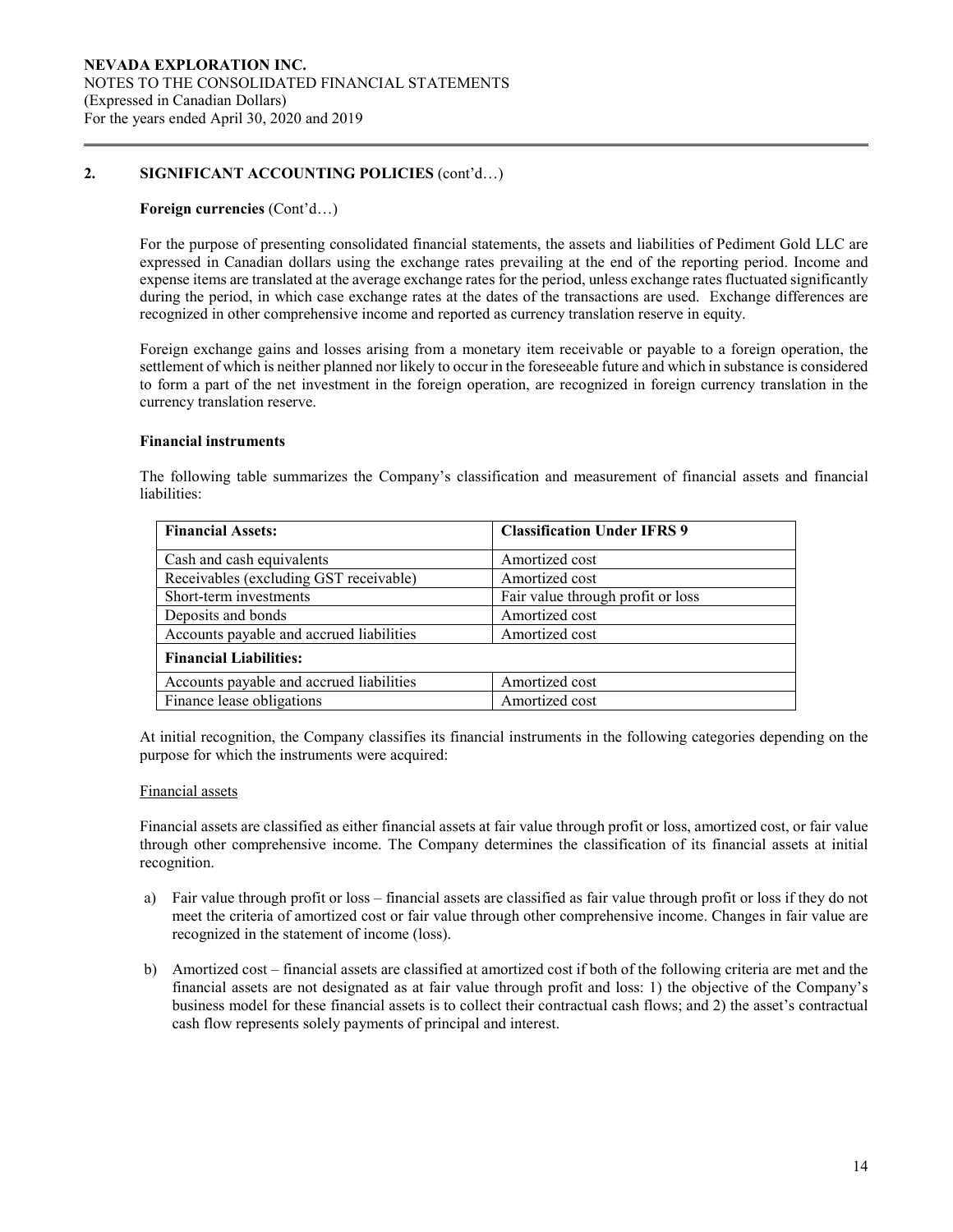## 2. SIGNIFICANT ACCOUNTING POLICIES (cont'd…)

**Foreign currencies** (Cont'd…)

For the purpose of presenting consolidated financial statements, the assets and liabilities of Pediment Gold LLC are expressed in Canadian dollars using the exchange rates prevailing at the end of the reporting period. Income and expense items are translated at the average exchange rates for the period, unless exchange rates fluctuated significantly during the period, in which case exchange rates at the dates of the transactions are used. Exchange differences are recognized in other comprehensive income and reported as currency translation reserve in equity.

Foreign exchange gains and losses arising from a monetary item receivable or payable to a foreign operation, the settlement of which is neither planned nor likely to occur in the foreseeable future and which in substance is considered to form a part of the net investment in the foreign operation, are recognized in foreign currency translation in the currency translation reserve.

**Financial instruments**

The following table summarizes the Company's classification and measurement of financial assets and financial liabilities:

| **Financial Assets:** | **Classification Under IFRS 9** |
|---|---|
| Cash and cash equivalents | Amortized cost |
| Receivables (excluding GST receivable) | Amortized cost |
| Short-term investments | Fair value through profit or loss |
| Deposits and bonds | Amortized cost |
| Accounts payable and accrued liabilities | Amortized cost |
| **Financial Liabilities:** | |
| Accounts payable and accrued liabilities | Amortized cost |
| Finance lease obligations | Amortized cost |

At initial recognition, the Company classifies its financial instruments in the following categories depending on the purpose for which the instruments were acquired:

Financial assets

Financial assets are classified as either financial assets at fair value through profit or loss, amortized cost, or fair value through other comprehensive income. The Company determines the classification of its financial assets at initial recognition.

a) Fair value through profit or loss – financial assets are classified as fair value through profit or loss if they do not meet the criteria of amortized cost or fair value through other comprehensive income. Changes in fair value are recognized in the statement of income (loss).

b) Amortized cost – financial assets are classified at amortized cost if both of the following criteria are met and the financial assets are not designated as at fair value through profit and loss: 1) the objective of the Company's business model for these financial assets is to collect their contractual cash flows; and 2) the asset's contractual cash flow represents solely payments of principal and interest.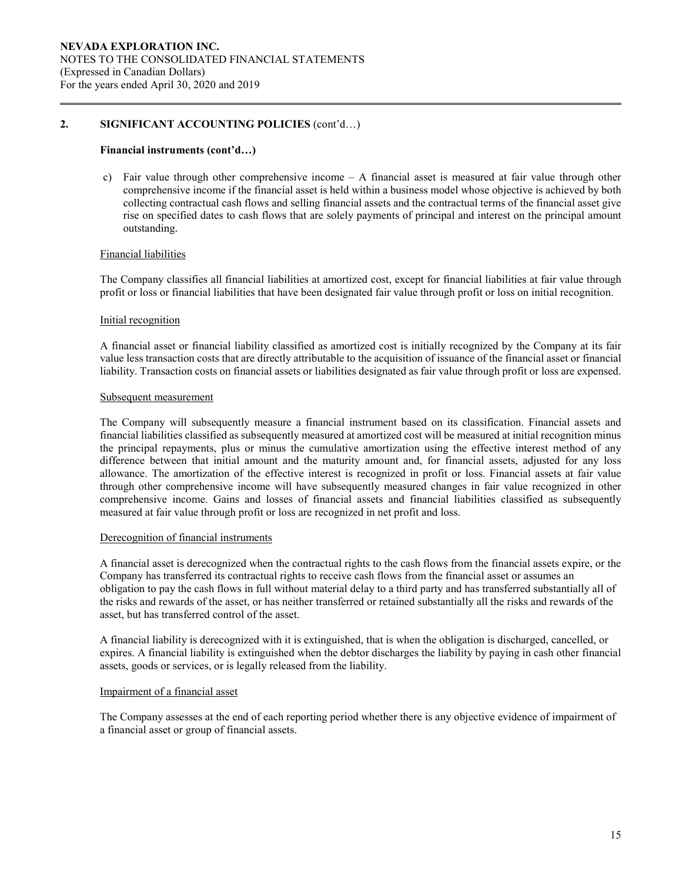## 2. SIGNIFICANT ACCOUNTING POLICIES (cont'd…)

### Financial instruments (cont'd…)

c) Fair value through other comprehensive income – A financial asset is measured at fair value through other comprehensive income if the financial asset is held within a business model whose objective is achieved by both collecting contractual cash flows and selling financial assets and the contractual terms of the financial asset give rise on specified dates to cash flows that are solely payments of principal and interest on the principal amount outstanding.

Financial liabilities

The Company classifies all financial liabilities at amortized cost, except for financial liabilities at fair value through profit or loss or financial liabilities that have been designated fair value through profit or loss on initial recognition.

Initial recognition

A financial asset or financial liability classified as amortized cost is initially recognized by the Company at its fair value less transaction costs that are directly attributable to the acquisition of issuance of the financial asset or financial liability. Transaction costs on financial assets or liabilities designated as fair value through profit or loss are expensed.

Subsequent measurement

The Company will subsequently measure a financial instrument based on its classification. Financial assets and financial liabilities classified as subsequently measured at amortized cost will be measured at initial recognition minus the principal repayments, plus or minus the cumulative amortization using the effective interest method of any difference between that initial amount and the maturity amount and, for financial assets, adjusted for any loss allowance. The amortization of the effective interest is recognized in profit or loss. Financial assets at fair value through other comprehensive income will have subsequently measured changes in fair value recognized in other comprehensive income. Gains and losses of financial assets and financial liabilities classified as subsequently measured at fair value through profit or loss are recognized in net profit and loss.

Derecognition of financial instruments

A financial asset is derecognized when the contractual rights to the cash flows from the financial assets expire, or the Company has transferred its contractual rights to receive cash flows from the financial asset or assumes an obligation to pay the cash flows in full without material delay to a third party and has transferred substantially all of the risks and rewards of the asset, or has neither transferred or retained substantially all the risks and rewards of the asset, but has transferred control of the asset.

A financial liability is derecognized with it is extinguished, that is when the obligation is discharged, cancelled, or expires. A financial liability is extinguished when the debtor discharges the liability by paying in cash other financial assets, goods or services, or is legally released from the liability.

Impairment of a financial asset

The Company assesses at the end of each reporting period whether there is any objective evidence of impairment of a financial asset or group of financial assets.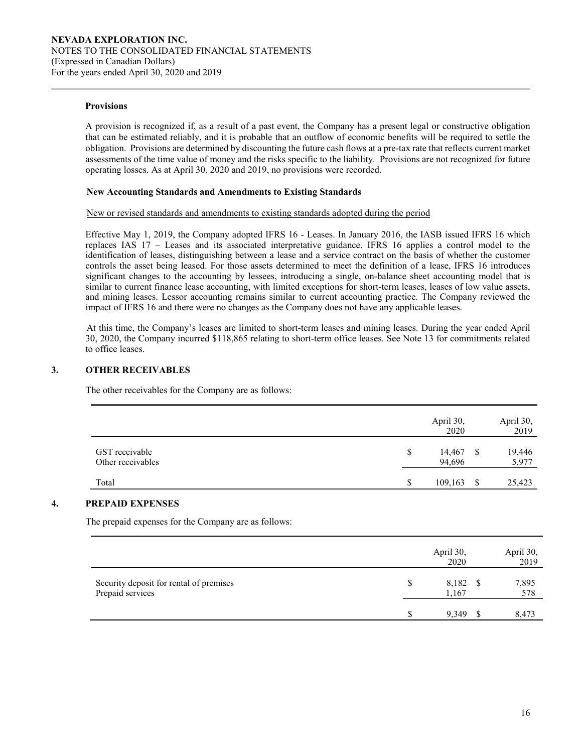**Provisions**

A provision is recognized if, as a result of a past event, the Company has a present legal or constructive obligation that can be estimated reliably, and it is probable that an outflow of economic benefits will be required to settle the obligation. Provisions are determined by discounting the future cash flows at a pre-tax rate that reflects current market assessments of the time value of money and the risks specific to the liability. Provisions are not recognized for future operating losses. As at April 30, 2020 and 2019, no provisions were recorded.

**New Accounting Standards and Amendments to Existing Standards**

New or revised standards and amendments to existing standards adopted during the period

Effective May 1, 2019, the Company adopted IFRS 16 - Leases. In January 2016, the IASB issued IFRS 16 which replaces IAS 17 – Leases and its associated interpretative guidance. IFRS 16 applies a control model to the identification of leases, distinguishing between a lease and a service contract on the basis of whether the customer controls the asset being leased. For those assets determined to meet the definition of a lease, IFRS 16 introduces significant changes to the accounting by lessees, introducing a single, on-balance sheet accounting model that is similar to current finance lease accounting, with limited exceptions for short-term leases, leases of low value assets, and mining leases. Lessor accounting remains similar to current accounting practice. The Company reviewed the impact of IFRS 16 and there were no changes as the Company does not have any applicable leases.

At this time, the Company's leases are limited to short-term leases and mining leases. During the year ended April 30, 2020, the Company incurred $118,865 relating to short-term office leases. See Note 13 for commitments related to office leases.

## 3. OTHER RECEIVABLES

The other receivables for the Company are as follows:

| | April 30, 2020 | April 30, 2019 |
|---|---|---|
| GST receivable | $ 14,467 | $ 19,446 |
| Other receivables | 94,696 | 5,977 |
| Total | $ 109,163 | $ 25,423 |

## 4. PREPAID EXPENSES

The prepaid expenses for the Company are as follows:

| | April 30, 2020 | April 30, 2019 |
|---|---|---|
| Security deposit for rental of premises | $ 8,182 | $ 7,895 |
| Prepaid services | 1,167 | 578 |
| | $ 9,349 | $ 8,473 |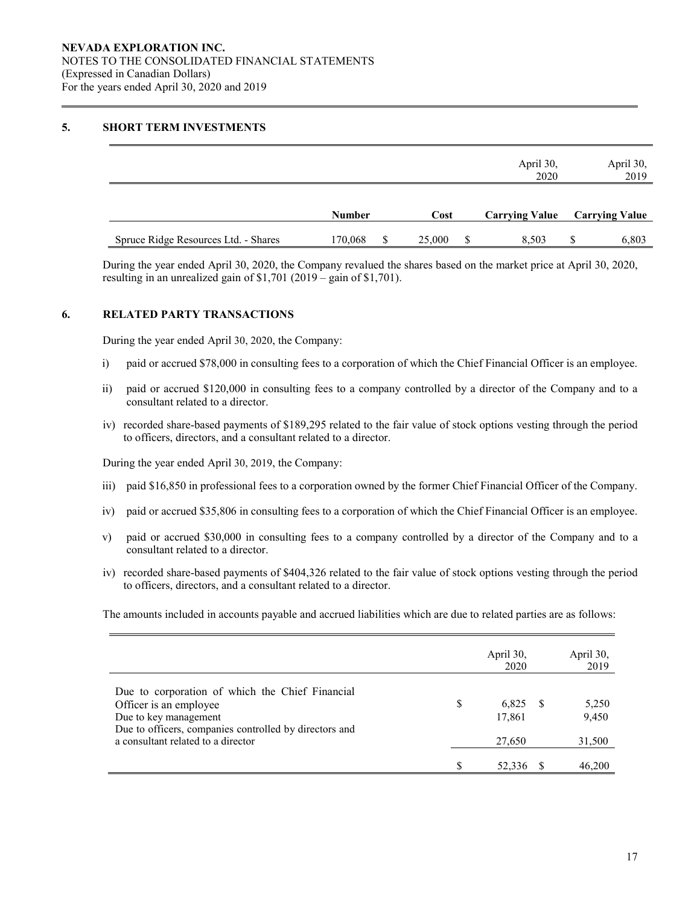**NEVADA EXPLORATION INC.**
NOTES TO THE CONSOLIDATED FINANCIAL STATEMENTS
(Expressed in Canadian Dollars)
For the years ended April 30, 2020 and 2019

## 5. SHORT TERM INVESTMENTS

| | | | April 30, 2020 | April 30, 2019 |
|---|---|---|---|---|
| | **Number** | **Cost** | **Carrying Value** | **Carrying Value** |
| Spruce Ridge Resources Ltd. - Shares | 170,068 | $ 25,000 | $ 8,503 | $ 6,803 |

During the year ended April 30, 2020, the Company revalued the shares based on the market price at April 30, 2020, resulting in an unrealized gain of $1,701 (2019 – gain of $1,701).

## 6. RELATED PARTY TRANSACTIONS

During the year ended April 30, 2020, the Company:

i) paid or accrued $78,000 in consulting fees to a corporation of which the Chief Financial Officer is an employee.

ii) paid or accrued $120,000 in consulting fees to a company controlled by a director of the Company and to a consultant related to a director.

iv) recorded share-based payments of $189,295 related to the fair value of stock options vesting through the period to officers, directors, and a consultant related to a director.

During the year ended April 30, 2019, the Company:

iii) paid $16,850 in professional fees to a corporation owned by the former Chief Financial Officer of the Company.

iv) paid or accrued $35,806 in consulting fees to a corporation of which the Chief Financial Officer is an employee.

v) paid or accrued $30,000 in consulting fees to a company controlled by a director of the Company and to a consultant related to a director.

iv) recorded share-based payments of $404,326 related to the fair value of stock options vesting through the period to officers, directors, and a consultant related to a director.

The amounts included in accounts payable and accrued liabilities which are due to related parties are as follows:

| | April 30, 2020 | April 30, 2019 |
|---|---|---|
| Due to corporation of which the Chief Financial Officer is an employee | $ 6,825 | $ 5,250 |
| Due to key management | 17,861 | 9,450 |
| Due to officers, companies controlled by directors and a consultant related to a director | 27,650 | 31,500 |
| | $ 52,336 | $ 46,200 |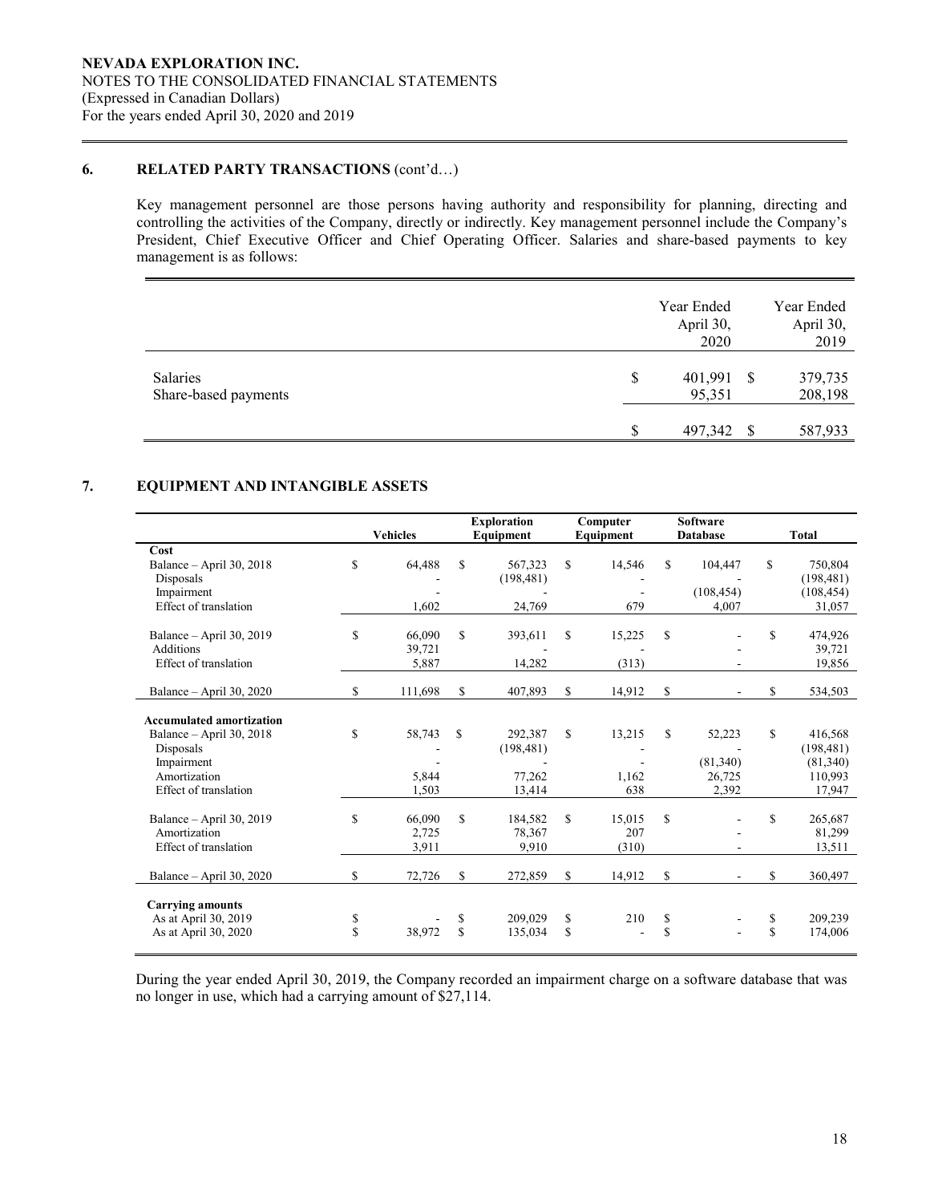### 6. RELATED PARTY TRANSACTIONS (cont'd…)

Key management personnel are those persons having authority and responsibility for planning, directing and controlling the activities of the Company, directly or indirectly. Key management personnel include the Company's President, Chief Executive Officer and Chief Operating Officer. Salaries and share-based payments to key management is as follows:

| | Year Ended April 30, 2020 | Year Ended April 30, 2019 |
|---|---|---|
| Salaries | $ 401,991 | $ 379,735 |
| Share-based payments | 95,351 | 208,198 |
| | $ 497,342 | $ 587,933 |

### 7. EQUIPMENT AND INTANGIBLE ASSETS

| | Vehicles | Exploration Equipment | Computer Equipment | Software Database | Total |
|---|---|---|---|---|---|
| **Cost** | | | | | |
| Balance – April 30, 2018 | $ 64,488 | $ 567,323 | $ 14,546 | $ 104,447 | $ 750,804 |
| Disposals | - | (198,481) | - | - | (198,481) |
| Impairment | - | - | - | (108,454) | (108,454) |
| Effect of translation | 1,602 | 24,769 | 679 | 4,007 | 31,057 |
| Balance – April 30, 2019 | $ 66,090 | $ 393,611 | $ 15,225 | $ - | $ 474,926 |
| Additions | 39,721 | - | - | - | 39,721 |
| Effect of translation | 5,887 | 14,282 | (313) | - | 19,856 |
| Balance – April 30, 2020 | $ 111,698 | $ 407,893 | $ 14,912 | $ - | $ 534,503 |
| **Accumulated amortization** | | | | | |
| Balance – April 30, 2018 | $ 58,743 | $ 292,387 | $ 13,215 | $ 52,223 | $ 416,568 |
| Disposals | - | (198,481) | - | - | (198,481) |
| Impairment | - | - | - | (81,340) | (81,340) |
| Amortization | 5,844 | 77,262 | 1,162 | 26,725 | 110,993 |
| Effect of translation | 1,503 | 13,414 | 638 | 2,392 | 17,947 |
| Balance – April 30, 2019 | $ 66,090 | $ 184,582 | $ 15,015 | $ - | $ 265,687 |
| Amortization | 2,725 | 78,367 | 207 | - | 81,299 |
| Effect of translation | 3,911 | 9,910 | (310) | - | 13,511 |
| Balance – April 30, 2020 | $ 72,726 | $ 272,859 | $ 14,912 | $ - | $ 360,497 |
| **Carrying amounts** | | | | | |
| As at April 30, 2019 | $ - | $ 209,029 | $ 210 | $ - | $ 209,239 |
| As at April 30, 2020 | $ 38,972 | $ 135,034 | $ - | $ - | $ 174,006 |

During the year ended April 30, 2019, the Company recorded an impairment charge on a software database that was no longer in use, which had a carrying amount of $27,114.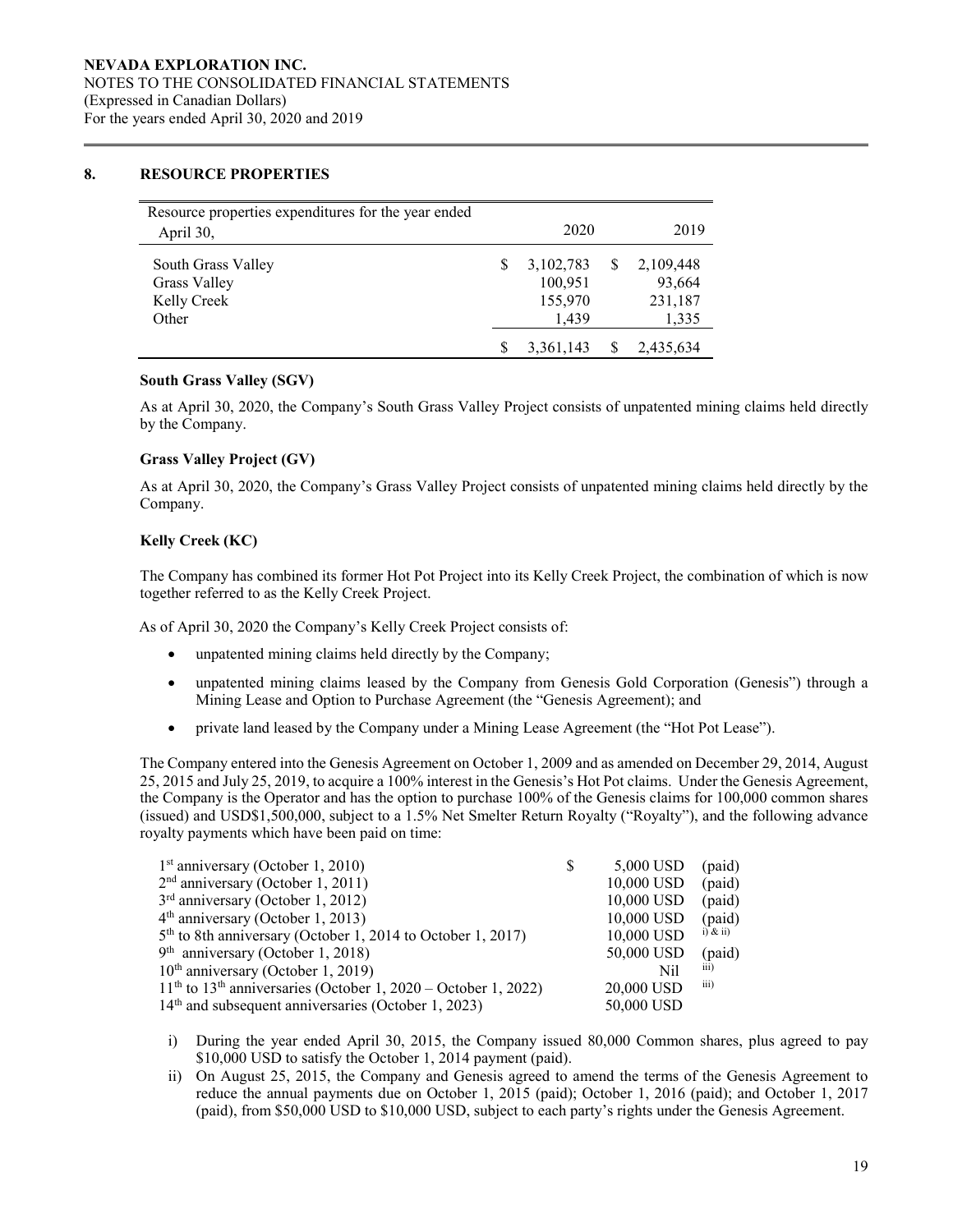## 8. RESOURCE PROPERTIES

| Resource properties expenditures for the year ended April 30, | 2020 | 2019 |
|---|---|---|
| South Grass Valley | $ 3,102,783 | $ 2,109,448 |
| Grass Valley | 100,951 | 93,664 |
| Kelly Creek | 155,970 | 231,187 |
| Other | 1,439 | 1,335 |
| | $ 3,361,143 | $ 2,435,634 |

### South Grass Valley (SGV)

As at April 30, 2020, the Company's South Grass Valley Project consists of unpatented mining claims held directly by the Company.

### Grass Valley Project (GV)

As at April 30, 2020, the Company's Grass Valley Project consists of unpatented mining claims held directly by the Company.

### Kelly Creek (KC)

The Company has combined its former Hot Pot Project into its Kelly Creek Project, the combination of which is now together referred to as the Kelly Creek Project.

As of April 30, 2020 the Company's Kelly Creek Project consists of:

- unpatented mining claims held directly by the Company;
- unpatented mining claims leased by the Company from Genesis Gold Corporation (Genesis") through a Mining Lease and Option to Purchase Agreement (the "Genesis Agreement); and
- private land leased by the Company under a Mining Lease Agreement (the "Hot Pot Lease").

The Company entered into the Genesis Agreement on October 1, 2009 and as amended on December 29, 2014, August 25, 2015 and July 25, 2019, to acquire a 100% interest in the Genesis's Hot Pot claims. Under the Genesis Agreement, the Company is the Operator and has the option to purchase 100% of the Genesis claims for 100,000 common shares (issued) and USD$1,500,000, subject to a 1.5% Net Smelter Return Royalty ("Royalty"), and the following advance royalty payments which have been paid on time:

| | | |
|---|---|---|
| 1st anniversary (October 1, 2010) | $ 5,000 USD | (paid) |
| 2nd anniversary (October 1, 2011) | 10,000 USD | (paid) |
| 3rd anniversary (October 1, 2012) | 10,000 USD | (paid) |
| 4th anniversary (October 1, 2013) | 10,000 USD | (paid) |
| 5th to 8th anniversary (October 1, 2014 to October 1, 2017) | 10,000 USD | i) & ii) |
| 9th anniversary (October 1, 2018) | 50,000 USD | (paid) |
| 10th anniversary (October 1, 2019) | Nil | iii) |
| 11th to 13th anniversaries (October 1, 2020 – October 1, 2022) | 20,000 USD | iii) |
| 14th and subsequent anniversaries (October 1, 2023) | 50,000 USD | |

i) During the year ended April 30, 2015, the Company issued 80,000 Common shares, plus agreed to pay $10,000 USD to satisfy the October 1, 2014 payment (paid).

ii) On August 25, 2015, the Company and Genesis agreed to amend the terms of the Genesis Agreement to reduce the annual payments due on October 1, 2015 (paid); October 1, 2016 (paid); and October 1, 2017 (paid), from $50,000 USD to $10,000 USD, subject to each party's rights under the Genesis Agreement.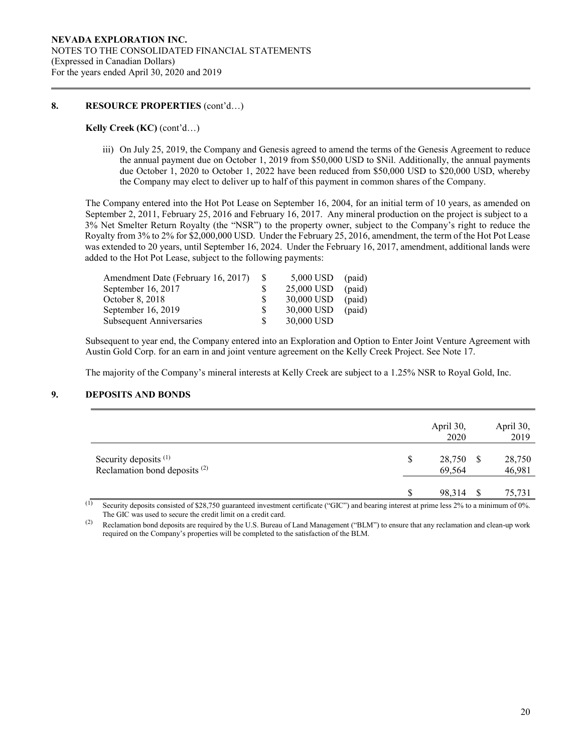## 8. RESOURCE PROPERTIES (cont'd…)

**Kelly Creek (KC)** (cont'd…)

iii) On July 25, 2019, the Company and Genesis agreed to amend the terms of the Genesis Agreement to reduce the annual payment due on October 1, 2019 from $50,000 USD to $Nil. Additionally, the annual payments due October 1, 2020 to October 1, 2022 have been reduced from $50,000 USD to $20,000 USD, whereby the Company may elect to deliver up to half of this payment in common shares of the Company.

The Company entered into the Hot Pot Lease on September 16, 2004, for an initial term of 10 years, as amended on September 2, 2011, February 25, 2016 and February 16, 2017. Any mineral production on the project is subject to a 3% Net Smelter Return Royalty (the "NSR") to the property owner, subject to the Company's right to reduce the Royalty from 3% to 2% for $2,000,000 USD. Under the February 25, 2016, amendment, the term of the Hot Pot Lease was extended to 20 years, until September 16, 2024. Under the February 16, 2017, amendment, additional lands were added to the Hot Pot Lease, subject to the following payments:

| | | | |
|---|---|---|---|
| Amendment Date (February 16, 2017) | $ | 5,000 USD | (paid) |
| September 16, 2017 | $ | 25,000 USD | (paid) |
| October 8, 2018 | $ | 30,000 USD | (paid) |
| September 16, 2019 | $ | 30,000 USD | (paid) |
| Subsequent Anniversaries | $ | 30,000 USD | |

Subsequent to year end, the Company entered into an Exploration and Option to Enter Joint Venture Agreement with Austin Gold Corp. for an earn in and joint venture agreement on the Kelly Creek Project. See Note 17.

The majority of the Company's mineral interests at Kelly Creek are subject to a 1.25% NSR to Royal Gold, Inc.

## 9. DEPOSITS AND BONDS

| | April 30, 2020 | April 30, 2019 |
|---|---|---|
| Security deposits [(1)] | $ 28,750 | $ 28,750 |
| Reclamation bond deposits [(2)] | 69,564 | 46,981 |
| | $ 98,314 | $ 75,731 |

(1) Security deposits consisted of $28,750 guaranteed investment certificate ("GIC") and bearing interest at prime less 2% to a minimum of 0%. The GIC was used to secure the credit limit on a credit card.

(2) Reclamation bond deposits are required by the U.S. Bureau of Land Management ("BLM") to ensure that any reclamation and clean-up work required on the Company's properties will be completed to the satisfaction of the BLM.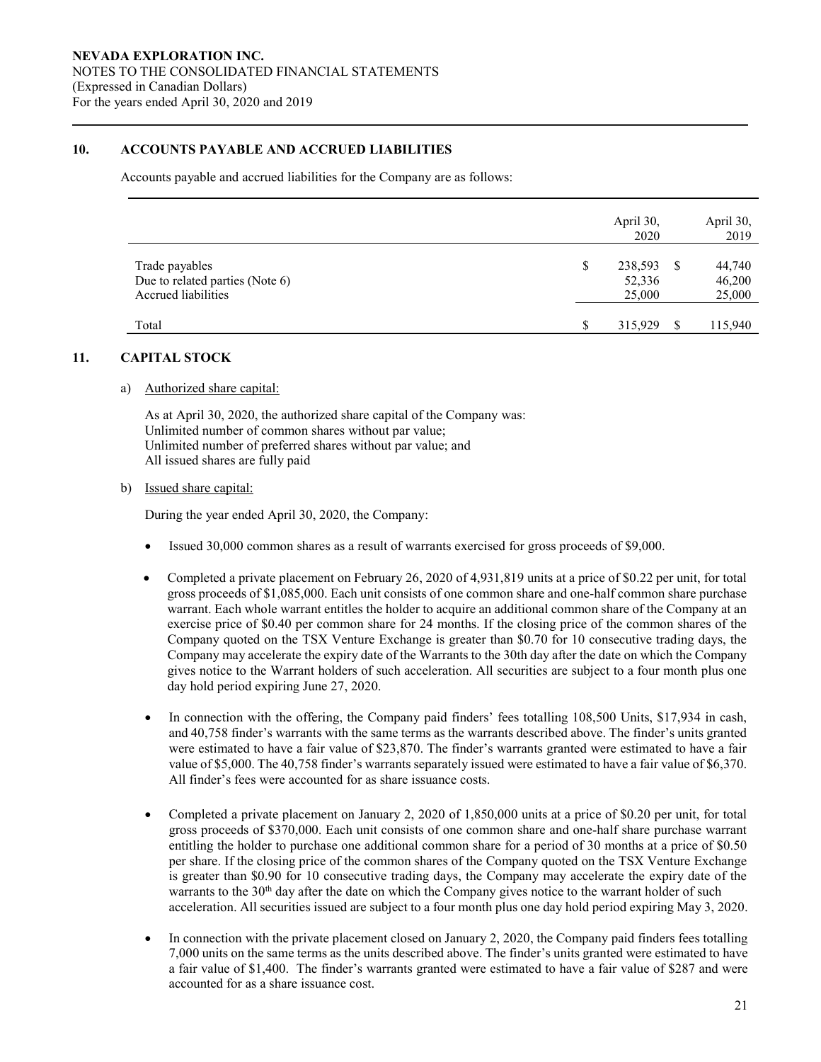**NEVADA EXPLORATION INC.**
NOTES TO THE CONSOLIDATED FINANCIAL STATEMENTS
(Expressed in Canadian Dollars)
For the years ended April 30, 2020 and 2019

## 10. ACCOUNTS PAYABLE AND ACCRUED LIABILITIES

Accounts payable and accrued liabilities for the Company are as follows:

| | April 30, 2020 | April 30, 2019 |
|---|---|---|
| Trade payables | $ 238,593 | $ 44,740 |
| Due to related parties (Note 6) | 52,336 | 46,200 |
| Accrued liabilities | 25,000 | 25,000 |
| Total | $ 315,929 | $ 115,940 |

## 11. CAPITAL STOCK

a) Authorized share capital:

As at April 30, 2020, the authorized share capital of the Company was:
Unlimited number of common shares without par value;
Unlimited number of preferred shares without par value; and
All issued shares are fully paid

b) Issued share capital:

During the year ended April 30, 2020, the Company:

- Issued 30,000 common shares as a result of warrants exercised for gross proceeds of $9,000.
- Completed a private placement on February 26, 2020 of 4,931,819 units at a price of $0.22 per unit, for total gross proceeds of $1,085,000. Each unit consists of one common share and one-half common share purchase warrant. Each whole warrant entitles the holder to acquire an additional common share of the Company at an exercise price of $0.40 per common share for 24 months. If the closing price of the common shares of the Company quoted on the TSX Venture Exchange is greater than $0.70 for 10 consecutive trading days, the Company may accelerate the expiry date of the Warrants to the 30th day after the date on which the Company gives notice to the Warrant holders of such acceleration. All securities are subject to a four month plus one day hold period expiring June 27, 2020.
- In connection with the offering, the Company paid finders' fees totalling 108,500 Units, $17,934 in cash, and 40,758 finder's warrants with the same terms as the warrants described above. The finder's units granted were estimated to have a fair value of $23,870. The finder's warrants granted were estimated to have a fair value of $5,000. The 40,758 finder's warrants separately issued were estimated to have a fair value of $6,370. All finder's fees were accounted for as share issuance costs.
- Completed a private placement on January 2, 2020 of 1,850,000 units at a price of $0.20 per unit, for total gross proceeds of $370,000. Each unit consists of one common share and one-half share purchase warrant entitling the holder to purchase one additional common share for a period of 30 months at a price of $0.50 per share. If the closing price of the common shares of the Company quoted on the TSX Venture Exchange is greater than $0.90 for 10 consecutive trading days, the Company may accelerate the expiry date of the warrants to the 30th day after the date on which the Company gives notice to the warrant holder of such acceleration. All securities issued are subject to a four month plus one day hold period expiring May 3, 2020.
- In connection with the private placement closed on January 2, 2020, the Company paid finders fees totalling 7,000 units on the same terms as the units described above. The finder's units granted were estimated to have a fair value of $1,400. The finder's warrants granted were estimated to have a fair value of $287 and were accounted for as a share issuance cost.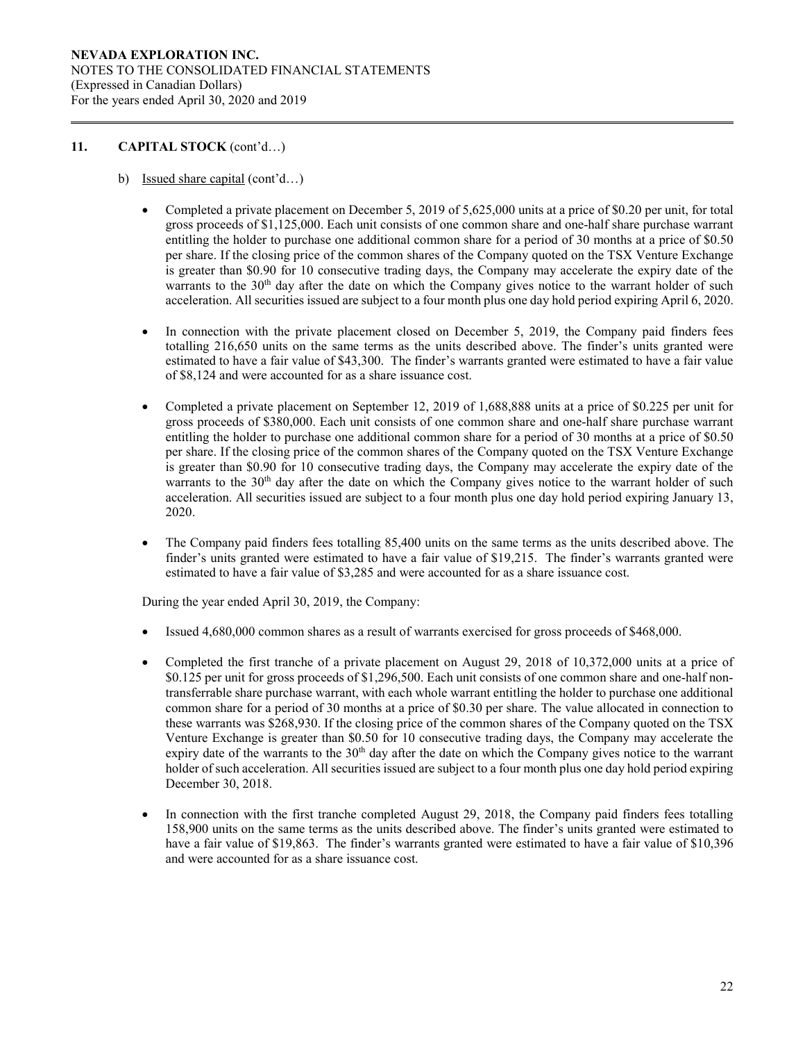## 11. CAPITAL STOCK (cont'd…)

b) Issued share capital (cont'd…)

- Completed a private placement on December 5, 2019 of 5,625,000 units at a price of $0.20 per unit, for total gross proceeds of $1,125,000. Each unit consists of one common share and one-half share purchase warrant entitling the holder to purchase one additional common share for a period of 30 months at a price of $0.50 per share. If the closing price of the common shares of the Company quoted on the TSX Venture Exchange is greater than $0.90 for 10 consecutive trading days, the Company may accelerate the expiry date of the warrants to the 30th day after the date on which the Company gives notice to the warrant holder of such acceleration. All securities issued are subject to a four month plus one day hold period expiring April 6, 2020.

- In connection with the private placement closed on December 5, 2019, the Company paid finders fees totalling 216,650 units on the same terms as the units described above. The finder's units granted were estimated to have a fair value of $43,300. The finder's warrants granted were estimated to have a fair value of $8,124 and were accounted for as a share issuance cost.

- Completed a private placement on September 12, 2019 of 1,688,888 units at a price of $0.225 per unit for gross proceeds of $380,000. Each unit consists of one common share and one-half share purchase warrant entitling the holder to purchase one additional common share for a period of 30 months at a price of $0.50 per share. If the closing price of the common shares of the Company quoted on the TSX Venture Exchange is greater than $0.90 for 10 consecutive trading days, the Company may accelerate the expiry date of the warrants to the 30th day after the date on which the Company gives notice to the warrant holder of such acceleration. All securities issued are subject to a four month plus one day hold period expiring January 13, 2020.

- The Company paid finders fees totalling 85,400 units on the same terms as the units described above. The finder's units granted were estimated to have a fair value of $19,215. The finder's warrants granted were estimated to have a fair value of $3,285 and were accounted for as a share issuance cost.

During the year ended April 30, 2019, the Company:

- Issued 4,680,000 common shares as a result of warrants exercised for gross proceeds of $468,000.

- Completed the first tranche of a private placement on August 29, 2018 of 10,372,000 units at a price of $0.125 per unit for gross proceeds of $1,296,500. Each unit consists of one common share and one-half non-transferrable share purchase warrant, with each whole warrant entitling the holder to purchase one additional common share for a period of 30 months at a price of $0.30 per share. The value allocated in connection to these warrants was $268,930. If the closing price of the common shares of the Company quoted on the TSX Venture Exchange is greater than $0.50 for 10 consecutive trading days, the Company may accelerate the expiry date of the warrants to the 30th day after the date on which the Company gives notice to the warrant holder of such acceleration. All securities issued are subject to a four month plus one day hold period expiring December 30, 2018.

- In connection with the first tranche completed August 29, 2018, the Company paid finders fees totalling 158,900 units on the same terms as the units described above. The finder's units granted were estimated to have a fair value of $19,863. The finder's warrants granted were estimated to have a fair value of $10,396 and were accounted for as a share issuance cost.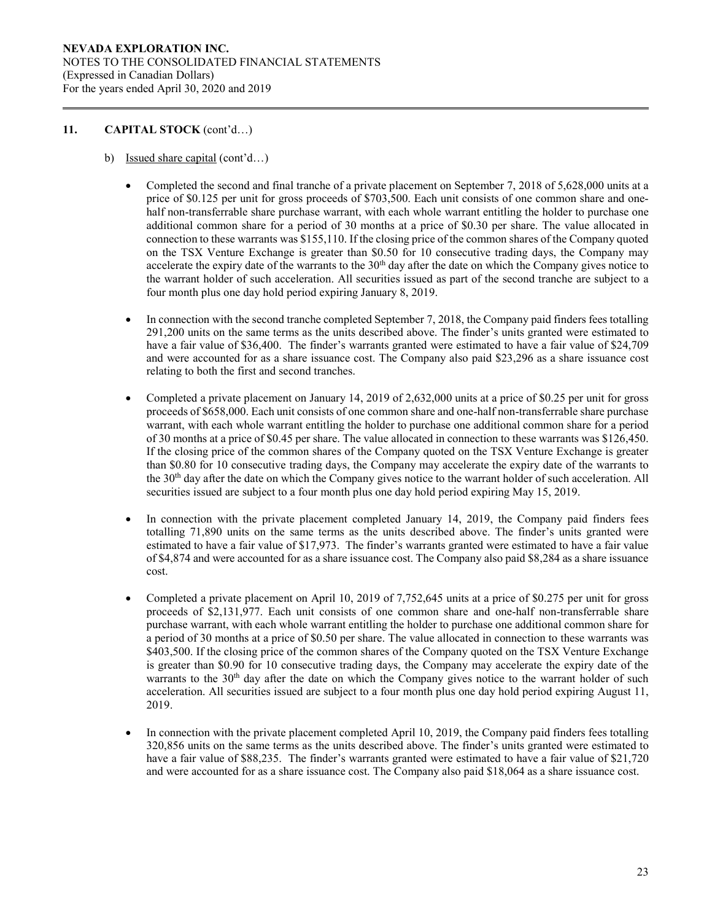## 11. CAPITAL STOCK (cont'd…)

b) Issued share capital (cont'd…)

- Completed the second and final tranche of a private placement on September 7, 2018 of 5,628,000 units at a price of $0.125 per unit for gross proceeds of $703,500. Each unit consists of one common share and one-half non-transferrable share purchase warrant, with each whole warrant entitling the holder to purchase one additional common share for a period of 30 months at a price of $0.30 per share. The value allocated in connection to these warrants was $155,110. If the closing price of the common shares of the Company quoted on the TSX Venture Exchange is greater than $0.50 for 10 consecutive trading days, the Company may accelerate the expiry date of the warrants to the 30th day after the date on which the Company gives notice to the warrant holder of such acceleration. All securities issued as part of the second tranche are subject to a four month plus one day hold period expiring January 8, 2019.

- In connection with the second tranche completed September 7, 2018, the Company paid finders fees totalling 291,200 units on the same terms as the units described above. The finder's units granted were estimated to have a fair value of $36,400. The finder's warrants granted were estimated to have a fair value of $24,709 and were accounted for as a share issuance cost. The Company also paid $23,296 as a share issuance cost relating to both the first and second tranches.

- Completed a private placement on January 14, 2019 of 2,632,000 units at a price of $0.25 per unit for gross proceeds of $658,000. Each unit consists of one common share and one-half non-transferrable share purchase warrant, with each whole warrant entitling the holder to purchase one additional common share for a period of 30 months at a price of $0.45 per share. The value allocated in connection to these warrants was $126,450. If the closing price of the common shares of the Company quoted on the TSX Venture Exchange is greater than $0.80 for 10 consecutive trading days, the Company may accelerate the expiry date of the warrants to the 30th day after the date on which the Company gives notice to the warrant holder of such acceleration. All securities issued are subject to a four month plus one day hold period expiring May 15, 2019.

- In connection with the private placement completed January 14, 2019, the Company paid finders fees totalling 71,890 units on the same terms as the units described above. The finder's units granted were estimated to have a fair value of $17,973. The finder's warrants granted were estimated to have a fair value of $4,874 and were accounted for as a share issuance cost. The Company also paid $8,284 as a share issuance cost.

- Completed a private placement on April 10, 2019 of 7,752,645 units at a price of $0.275 per unit for gross proceeds of $2,131,977. Each unit consists of one common share and one-half non-transferrable share purchase warrant, with each whole warrant entitling the holder to purchase one additional common share for a period of 30 months at a price of $0.50 per share. The value allocated in connection to these warrants was $403,500. If the closing price of the common shares of the Company quoted on the TSX Venture Exchange is greater than $0.90 for 10 consecutive trading days, the Company may accelerate the expiry date of the warrants to the 30th day after the date on which the Company gives notice to the warrant holder of such acceleration. All securities issued are subject to a four month plus one day hold period expiring August 11, 2019.

- In connection with the private placement completed April 10, 2019, the Company paid finders fees totalling 320,856 units on the same terms as the units described above. The finder's units granted were estimated to have a fair value of $88,235. The finder's warrants granted were estimated to have a fair value of $21,720 and were accounted for as a share issuance cost. The Company also paid $18,064 as a share issuance cost.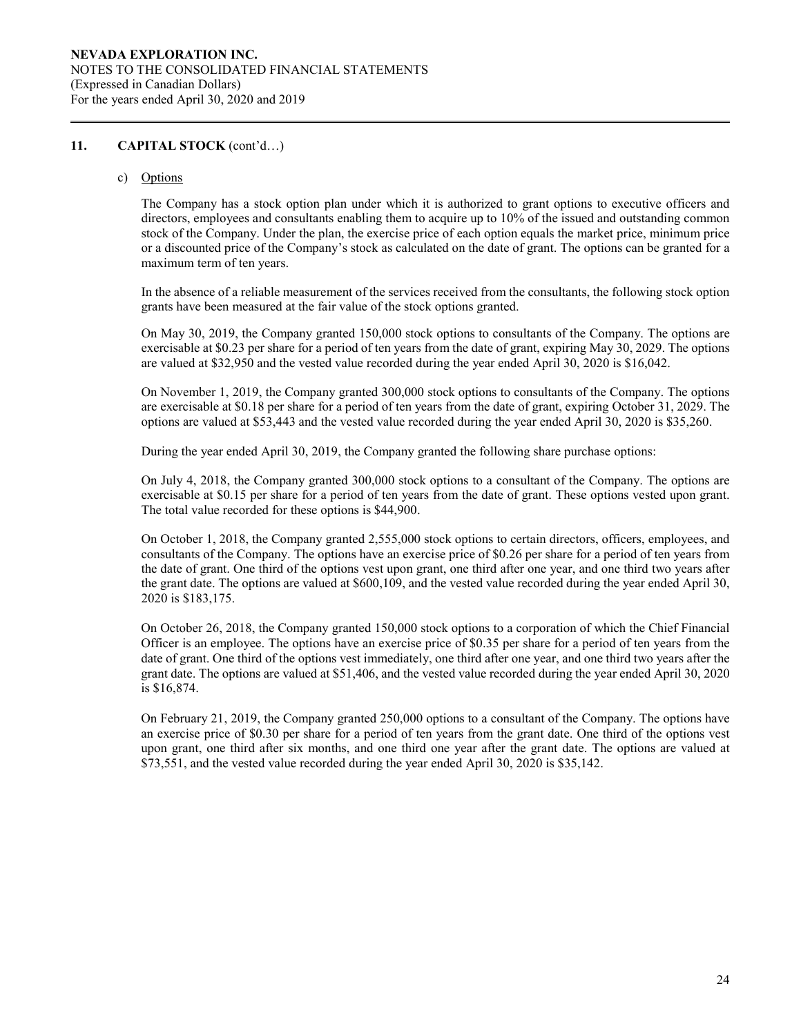## 11. CAPITAL STOCK (cont'd…)

### c) Options

The Company has a stock option plan under which it is authorized to grant options to executive officers and directors, employees and consultants enabling them to acquire up to 10% of the issued and outstanding common stock of the Company. Under the plan, the exercise price of each option equals the market price, minimum price or a discounted price of the Company's stock as calculated on the date of grant. The options can be granted for a maximum term of ten years.

In the absence of a reliable measurement of the services received from the consultants, the following stock option grants have been measured at the fair value of the stock options granted.

On May 30, 2019, the Company granted 150,000 stock options to consultants of the Company. The options are exercisable at $0.23 per share for a period of ten years from the date of grant, expiring May 30, 2029. The options are valued at $32,950 and the vested value recorded during the year ended April 30, 2020 is $16,042.

On November 1, 2019, the Company granted 300,000 stock options to consultants of the Company. The options are exercisable at $0.18 per share for a period of ten years from the date of grant, expiring October 31, 2029. The options are valued at $53,443 and the vested value recorded during the year ended April 30, 2020 is $35,260.

During the year ended April 30, 2019, the Company granted the following share purchase options:

On July 4, 2018, the Company granted 300,000 stock options to a consultant of the Company. The options are exercisable at $0.15 per share for a period of ten years from the date of grant. These options vested upon grant. The total value recorded for these options is $44,900.

On October 1, 2018, the Company granted 2,555,000 stock options to certain directors, officers, employees, and consultants of the Company. The options have an exercise price of $0.26 per share for a period of ten years from the date of grant. One third of the options vest upon grant, one third after one year, and one third two years after the grant date. The options are valued at $600,109, and the vested value recorded during the year ended April 30, 2020 is $183,175.

On October 26, 2018, the Company granted 150,000 stock options to a corporation of which the Chief Financial Officer is an employee. The options have an exercise price of $0.35 per share for a period of ten years from the date of grant. One third of the options vest immediately, one third after one year, and one third two years after the grant date. The options are valued at $51,406, and the vested value recorded during the year ended April 30, 2020 is $16,874.

On February 21, 2019, the Company granted 250,000 options to a consultant of the Company. The options have an exercise price of $0.30 per share for a period of ten years from the grant date. One third of the options vest upon grant, one third after six months, and one third one year after the grant date. The options are valued at $73,551, and the vested value recorded during the year ended April 30, 2020 is $35,142.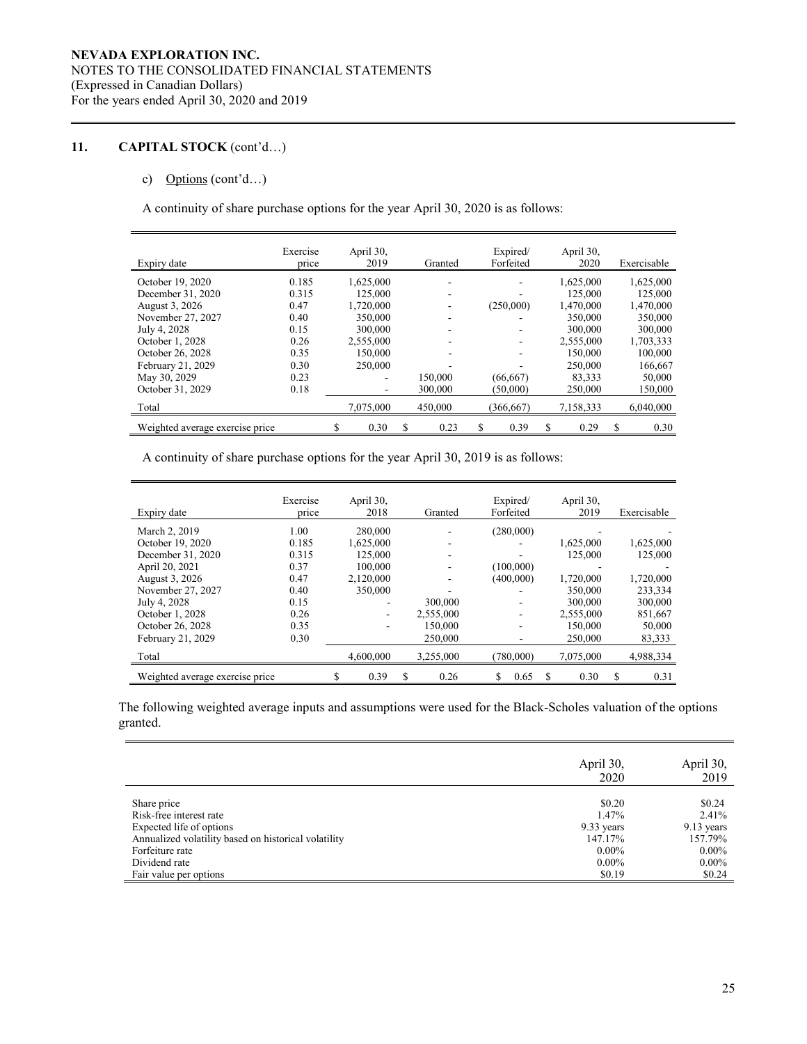**NEVADA EXPLORATION INC.**
NOTES TO THE CONSOLIDATED FINANCIAL STATEMENTS
(Expressed in Canadian Dollars)
For the years ended April 30, 2020 and 2019

## 11. CAPITAL STOCK (cont'd…)

c) Options (cont'd…)

A continuity of share purchase options for the year April 30, 2020 is as follows:

| Expiry date | Exercise price | April 30, 2019 | Granted | Expired/ Forfeited | April 30, 2020 | Exercisable |
|---|---|---|---|---|---|---|
| October 19, 2020 | 0.185 | 1,625,000 | - | - | 1,625,000 | 1,625,000 |
| December 31, 2020 | 0.315 | 125,000 | - | - | 125,000 | 125,000 |
| August 3, 2026 | 0.47 | 1,720,000 | - | (250,000) | 1,470,000 | 1,470,000 |
| November 27, 2027 | 0.40 | 350,000 | - | - | 350,000 | 350,000 |
| July 4, 2028 | 0.15 | 300,000 | - | - | 300,000 | 300,000 |
| October 1, 2028 | 0.26 | 2,555,000 | - | - | 2,555,000 | 1,703,333 |
| October 26, 2028 | 0.35 | 150,000 | - | - | 150,000 | 100,000 |
| February 21, 2029 | 0.30 | 250,000 | - | - | 250,000 | 166,667 |
| May 30, 2029 | 0.23 | - | 150,000 | (66,667) | 83,333 | 50,000 |
| October 31, 2029 | 0.18 | - | 300,000 | (50,000) | 250,000 | 150,000 |
| Total | | 7,075,000 | 450,000 | (366,667) | 7,158,333 | 6,040,000 |
| Weighted average exercise price | | $ 0.30 | $ 0.23 | $ 0.39 | $ 0.29 | $ 0.30 |

A continuity of share purchase options for the year April 30, 2019 is as follows:

| Expiry date | Exercise price | April 30, 2018 | Granted | Expired/ Forfeited | April 30, 2019 | Exercisable |
|---|---|---|---|---|---|---|
| March 2, 2019 | 1.00 | 280,000 | - | (280,000) | - | - |
| October 19, 2020 | 0.185 | 1,625,000 | - | - | 1,625,000 | 1,625,000 |
| December 31, 2020 | 0.315 | 125,000 | - | - | 125,000 | 125,000 |
| April 20, 2021 | 0.37 | 100,000 | - | (100,000) | - | - |
| August 3, 2026 | 0.47 | 2,120,000 | - | (400,000) | 1,720,000 | 1,720,000 |
| November 27, 2027 | 0.40 | 350,000 | - | - | 350,000 | 233,334 |
| July 4, 2028 | 0.15 | - | 300,000 | - | 300,000 | 300,000 |
| October 1, 2028 | 0.26 | - | 2,555,000 | - | 2,555,000 | 851,667 |
| October 26, 2028 | 0.35 | - | 150,000 | - | 150,000 | 50,000 |
| February 21, 2029 | 0.30 | | 250,000 | - | 250,000 | 83,333 |
| Total | | 4,600,000 | 3,255,000 | (780,000) | 7,075,000 | 4,988,334 |
| Weighted average exercise price | | $ 0.39 | $ 0.26 | $ 0.65 | $ 0.30 | $ 0.31 |

The following weighted average inputs and assumptions were used for the Black-Scholes valuation of the options granted.

| | April 30, 2020 | April 30, 2019 |
|---|---|---|
| Share price | $0.20 | $0.24 |
| Risk-free interest rate | 1.47% | 2.41% |
| Expected life of options | 9.33 years | 9.13 years |
| Annualized volatility based on historical volatility | 147.17% | 157.79% |
| Forfeiture rate | 0.00% | 0.00% |
| Dividend rate | 0.00% | 0.00% |
| Fair value per options | $0.19 | $0.24 |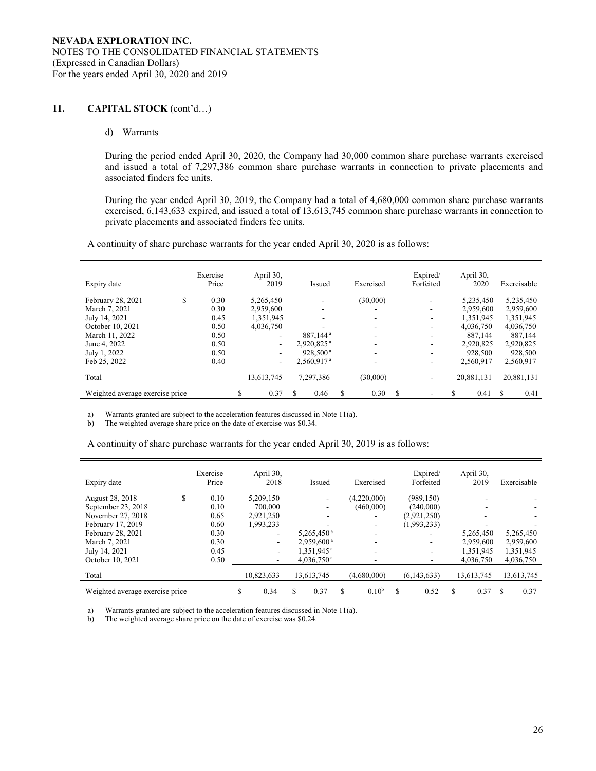## 11. CAPITAL STOCK (cont'd…)

### d) Warrants

During the period ended April 30, 2020, the Company had 30,000 common share purchase warrants exercised and issued a total of 7,297,386 common share purchase warrants in connection to private placements and associated finders fee units.

During the year ended April 30, 2019, the Company had a total of 4,680,000 common share purchase warrants exercised, 6,143,633 expired, and issued a total of 13,613,745 common share purchase warrants in connection to private placements and associated finders fee units.

A continuity of share purchase warrants for the year ended April 30, 2020 is as follows:

| Expiry date | Exercise Price | April 30, 2019 | Issued | Exercised | Expired/ Forfeited | April 30, 2020 | Exercisable |
|---|---|---|---|---|---|---|---|
| February 28, 2021 | $ 0.30 | 5,265,450 | - | (30,000) | - | 5,235,450 | 5,235,450 |
| March 7, 2021 | 0.30 | 2,959,600 | - | - | - | 2,959,600 | 2,959,600 |
| July 14, 2021 | 0.45 | 1,351,945 | - | - | - | 1,351,945 | 1,351,945 |
| October 10, 2021 | 0.50 | 4,036,750 | - | - | - | 4,036,750 | 4,036,750 |
| March 11, 2022 | 0.50 | - | 887,144 [a] | - | - | 887,144 | 887,144 |
| June 4, 2022 | 0.50 | - | 2,920,825 [a] | - | - | 2,920,825 | 2,920,825 |
| July 1, 2022 | 0.50 | - | 928,500 [a] | - | - | 928,500 | 928,500 |
| Feb 25, 2022 | 0.40 | - | 2,560,917 [a] | - | - | 2,560,917 | 2,560,917 |
| Total | | 13,613,745 | 7,297,386 | (30,000) | - | 20,881,131 | 20,881,131 |
| Weighted average exercise price | | $ 0.37 | $ 0.46 | $ 0.30 | $ - | $ 0.41 | $ 0.41 |

a) Warrants granted are subject to the acceleration features discussed in Note 11(a).
b) The weighted average share price on the date of exercise was $0.34.

A continuity of share purchase warrants for the year ended April 30, 2019 is as follows:

| Expiry date | Exercise Price | April 30, 2018 | Issued | Exercised | Expired/ Forfeited | April 30, 2019 | Exercisable |
|---|---|---|---|---|---|---|---|
| August 28, 2018 | $ 0.10 | 5,209,150 | - | (4,220,000) | (989,150) | - | - |
| September 23, 2018 | 0.10 | 700,000 | - | (460,000) | (240,000) | - | - |
| November 27, 2018 | 0.65 | 2,921,250 | - | - | (2,921,250) | - | - |
| February 17, 2019 | 0.60 | 1,993,233 | - | - | (1,993,233) | - | - |
| February 28, 2021 | 0.30 | - | 5,265,450 [a] | - | - | 5,265,450 | 5,265,450 |
| March 7, 2021 | 0.30 | - | 2,959,600 [a] | - | - | 2,959,600 | 2,959,600 |
| July 14, 2021 | 0.45 | - | 1,351,945 [a] | - | - | 1,351,945 | 1,351,945 |
| October 10, 2021 | 0.50 | - | 4,036,750 [a] | - | - | 4,036,750 | 4,036,750 |
| Total | | 10,823,633 | 13,613,745 | (4,680,000) | (6,143,633) | 13,613,745 | 13,613,745 |
| Weighted average exercise price | | $ 0.34 | $ 0.37 | $ 0.10 [b] | $ 0.52 | $ 0.37 | $ 0.37 |

a) Warrants granted are subject to the acceleration features discussed in Note 11(a).
b) The weighted average share price on the date of exercise was $0.24.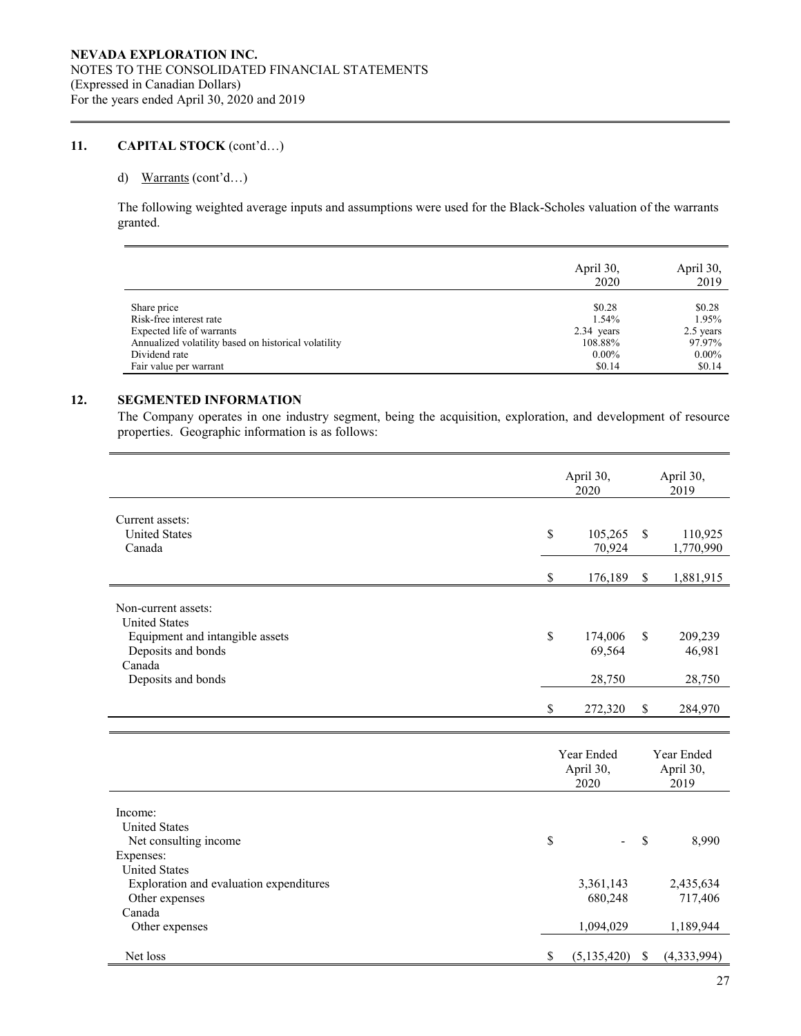NEVADA EXPLORATION INC.
NOTES TO THE CONSOLIDATED FINANCIAL STATEMENTS
(Expressed in Canadian Dollars)
For the years ended April 30, 2020 and 2019

## 11. CAPITAL STOCK (cont'd…)

d) Warrants (cont'd…)

The following weighted average inputs and assumptions were used for the Black-Scholes valuation of the warrants granted.

| | April 30, 2020 | April 30, 2019 |
|---|---|---|
| Share price | $0.28 | $0.28 |
| Risk-free interest rate | 1.54% | 1.95% |
| Expected life of warrants | 2.34 years | 2.5 years |
| Annualized volatility based on historical volatility | 108.88% | 97.97% |
| Dividend rate | 0.00% | 0.00% |
| Fair value per warrant | $0.14 | $0.14 |

## 12. SEGMENTED INFORMATION

The Company operates in one industry segment, being the acquisition, exploration, and development of resource properties. Geographic information is as follows:

| | April 30, 2020 | April 30, 2019 |
|---|---|---|
| Current assets: | | |
| United States | $ 105,265 | $ 110,925 |
| Canada | 70,924 | 1,770,990 |
| | $ 176,189 | $ 1,881,915 |
| Non-current assets: | | |
| United States | | |
| Equipment and intangible assets | $ 174,006 | $ 209,239 |
| Deposits and bonds | 69,564 | 46,981 |
| Canada | | |
| Deposits and bonds | 28,750 | 28,750 |
| | $ 272,320 | $ 284,970 |

| | Year Ended April 30, 2020 | Year Ended April 30, 2019 |
|---|---|---|
| Income: | | |
| United States | | |
| Net consulting income | $ - | $ 8,990 |
| Expenses: | | |
| United States | | |
| Exploration and evaluation expenditures | 3,361,143 | 2,435,634 |
| Other expenses | 680,248 | 717,406 |
| Canada | | |
| Other expenses | 1,094,029 | 1,189,944 |
| Net loss | $ (5,135,420) | $ (4,333,994) |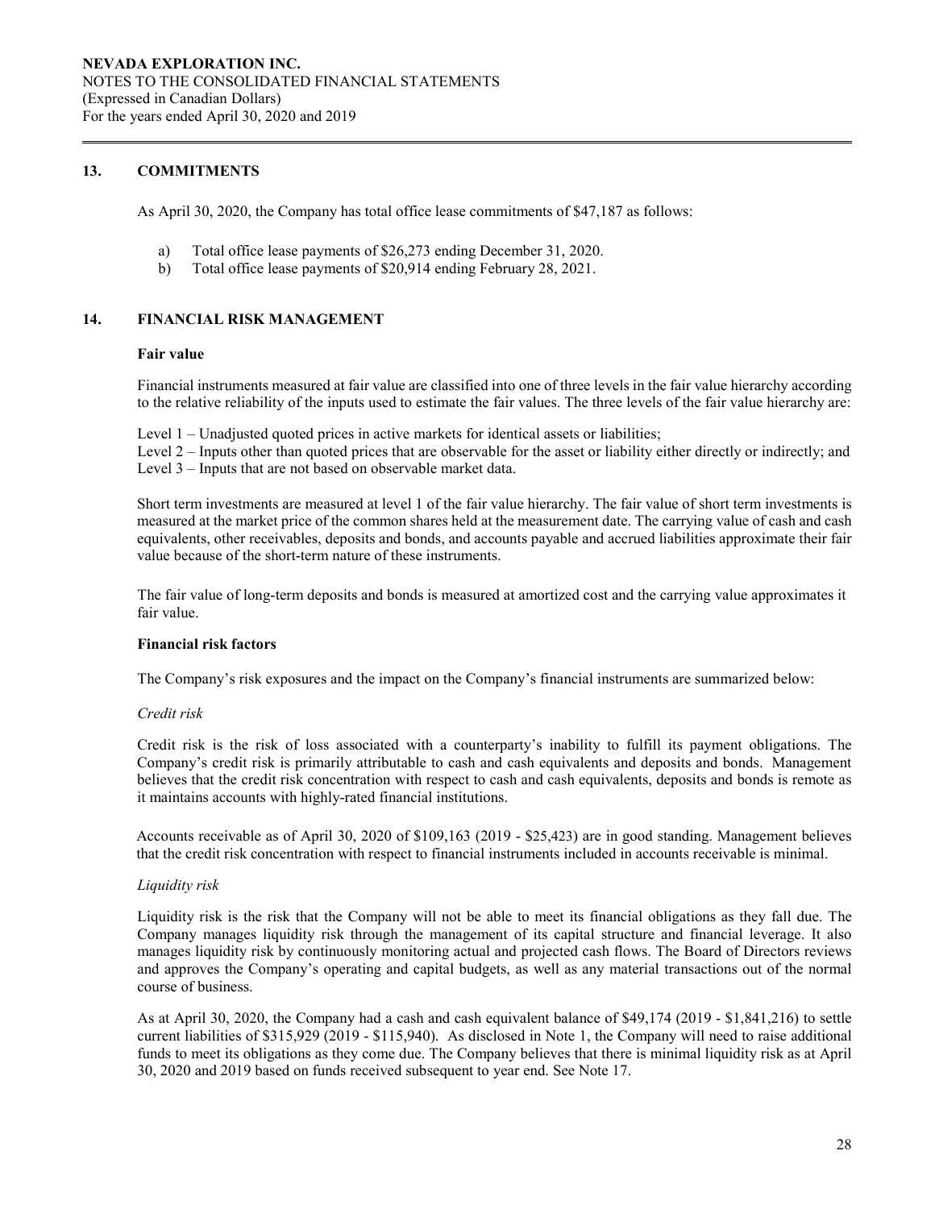## 13. COMMITMENTS

As April 30, 2020, the Company has total office lease commitments of $47,187 as follows:

a) Total office lease payments of $26,273 ending December 31, 2020.
b) Total office lease payments of $20,914 ending February 28, 2021.

## 14. FINANCIAL RISK MANAGEMENT

**Fair value**

Financial instruments measured at fair value are classified into one of three levels in the fair value hierarchy according to the relative reliability of the inputs used to estimate the fair values. The three levels of the fair value hierarchy are:

Level 1 – Unadjusted quoted prices in active markets for identical assets or liabilities;
Level 2 – Inputs other than quoted prices that are observable for the asset or liability either directly or indirectly; and
Level 3 – Inputs that are not based on observable market data.

Short term investments are measured at level 1 of the fair value hierarchy. The fair value of short term investments is measured at the market price of the common shares held at the measurement date. The carrying value of cash and cash equivalents, other receivables, deposits and bonds, and accounts payable and accrued liabilities approximate their fair value because of the short-term nature of these instruments.

The fair value of long-term deposits and bonds is measured at amortized cost and the carrying value approximates it fair value.

**Financial risk factors**

The Company's risk exposures and the impact on the Company's financial instruments are summarized below:

*Credit risk*

Credit risk is the risk of loss associated with a counterparty's inability to fulfill its payment obligations. The Company's credit risk is primarily attributable to cash and cash equivalents and deposits and bonds. Management believes that the credit risk concentration with respect to cash and cash equivalents, deposits and bonds is remote as it maintains accounts with highly-rated financial institutions.

Accounts receivable as of April 30, 2020 of $109,163 (2019 - $25,423) are in good standing. Management believes that the credit risk concentration with respect to financial instruments included in accounts receivable is minimal.

*Liquidity risk*

Liquidity risk is the risk that the Company will not be able to meet its financial obligations as they fall due. The Company manages liquidity risk through the management of its capital structure and financial leverage. It also manages liquidity risk by continuously monitoring actual and projected cash flows. The Board of Directors reviews and approves the Company's operating and capital budgets, as well as any material transactions out of the normal course of business.

As at April 30, 2020, the Company had a cash and cash equivalent balance of $49,174 (2019 - $1,841,216) to settle current liabilities of $315,929 (2019 - $115,940). As disclosed in Note 1, the Company will need to raise additional funds to meet its obligations as they come due. The Company believes that there is minimal liquidity risk as at April 30, 2020 and 2019 based on funds received subsequent to year end. See Note 17.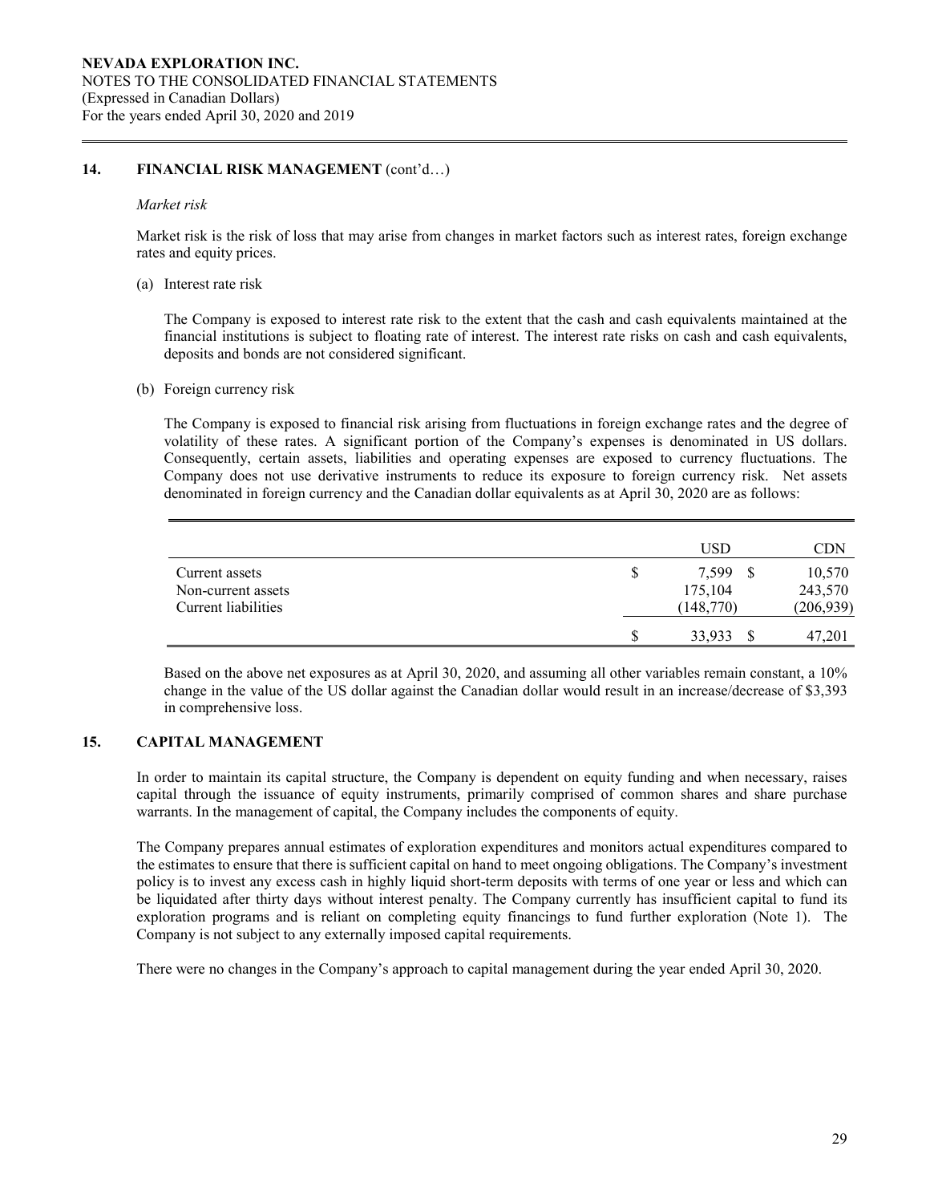## 14. FINANCIAL RISK MANAGEMENT (cont'd…)

*Market risk*

Market risk is the risk of loss that may arise from changes in market factors such as interest rates, foreign exchange rates and equity prices.

(a) Interest rate risk

The Company is exposed to interest rate risk to the extent that the cash and cash equivalents maintained at the financial institutions is subject to floating rate of interest. The interest rate risks on cash and cash equivalents, deposits and bonds are not considered significant.

(b) Foreign currency risk

The Company is exposed to financial risk arising from fluctuations in foreign exchange rates and the degree of volatility of these rates. A significant portion of the Company's expenses is denominated in US dollars. Consequently, certain assets, liabilities and operating expenses are exposed to currency fluctuations. The Company does not use derivative instruments to reduce its exposure to foreign currency risk. Net assets denominated in foreign currency and the Canadian dollar equivalents as at April 30, 2020 are as follows:

| | USD | CDN |
|---|---|---|
| Current assets | $ 7,599 | $ 10,570 |
| Non-current assets | 175,104 | 243,570 |
| Current liabilities | (148,770) | (206,939) |
| | $ 33,933 | $ 47,201 |

Based on the above net exposures as at April 30, 2020, and assuming all other variables remain constant, a 10% change in the value of the US dollar against the Canadian dollar would result in an increase/decrease of $3,393 in comprehensive loss.

## 15. CAPITAL MANAGEMENT

In order to maintain its capital structure, the Company is dependent on equity funding and when necessary, raises capital through the issuance of equity instruments, primarily comprised of common shares and share purchase warrants. In the management of capital, the Company includes the components of equity.

The Company prepares annual estimates of exploration expenditures and monitors actual expenditures compared to the estimates to ensure that there is sufficient capital on hand to meet ongoing obligations. The Company's investment policy is to invest any excess cash in highly liquid short-term deposits with terms of one year or less and which can be liquidated after thirty days without interest penalty. The Company currently has insufficient capital to fund its exploration programs and is reliant on completing equity financings to fund further exploration (Note 1). The Company is not subject to any externally imposed capital requirements.

There were no changes in the Company's approach to capital management during the year ended April 30, 2020.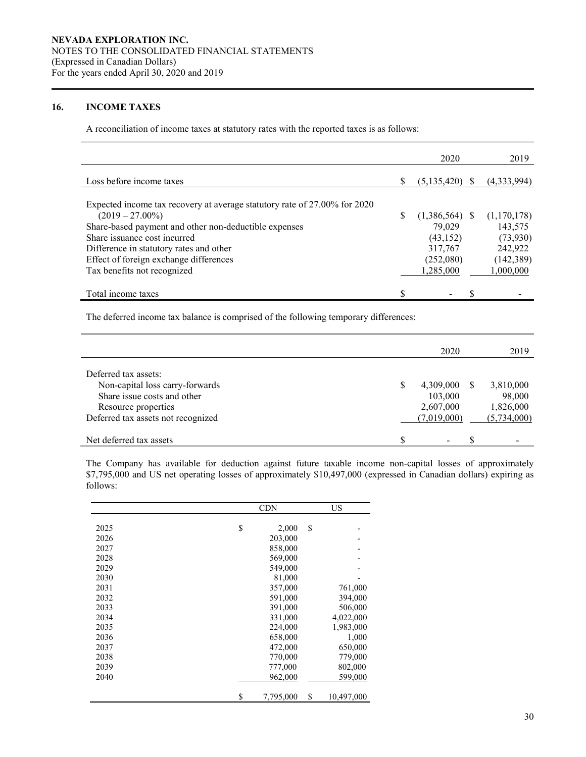**NEVADA EXPLORATION INC.**
NOTES TO THE CONSOLIDATED FINANCIAL STATEMENTS
(Expressed in Canadian Dollars)
For the years ended April 30, 2020 and 2019

## 16. INCOME TAXES

A reconciliation of income taxes at statutory rates with the reported taxes is as follows:

| | 2020 | 2019 |
|---|---|---|
| Loss before income taxes | $ (5,135,420) | $ (4,333,994) |
| Expected income tax recovery at average statutory rate of 27.00% for 2020 (2019 – 27.00%) | $ (1,386,564) | $ (1,170,178) |
| Share-based payment and other non-deductible expenses | 79,029 | 143,575 |
| Share issuance cost incurred | (43,152) | (73,930) |
| Difference in statutory rates and other | 317,767 | 242,922 |
| Effect of foreign exchange differences | (252,080) | (142,389) |
| Tax benefits not recognized | 1,285,000 | 1,000,000 |
| Total income taxes | $ - | $ - |

The deferred income tax balance is comprised of the following temporary differences:

| | 2020 | 2019 |
|---|---|---|
| Deferred tax assets: | | |
| Non-capital loss carry-forwards | $ 4,309,000 | $ 3,810,000 |
| Share issue costs and other | 103,000 | 98,000 |
| Resource properties | 2,607,000 | 1,826,000 |
| Deferred tax assets not recognized | (7,019,000) | (5,734,000) |
| Net deferred tax assets | $ - | $ - |

The Company has available for deduction against future taxable income non-capital losses of approximately $7,795,000 and US net operating losses of approximately $10,497,000 (expressed in Canadian dollars) expiring as follows:

| | CDN | US |
|---|---|---|
| 2025 | $ 2,000 | $ - |
| 2026 | 203,000 | - |
| 2027 | 858,000 | - |
| 2028 | 569,000 | - |
| 2029 | 549,000 | - |
| 2030 | 81,000 | - |
| 2031 | 357,000 | 761,000 |
| 2032 | 591,000 | 394,000 |
| 2033 | 391,000 | 506,000 |
| 2034 | 331,000 | 4,022,000 |
| 2035 | 224,000 | 1,983,000 |
| 2036 | 658,000 | 1,000 |
| 2037 | 472,000 | 650,000 |
| 2038 | 770,000 | 779,000 |
| 2039 | 777,000 | 802,000 |
| 2040 | 962,000 | 599,000 |
| | $ 7,795,000 | $ 10,497,000 |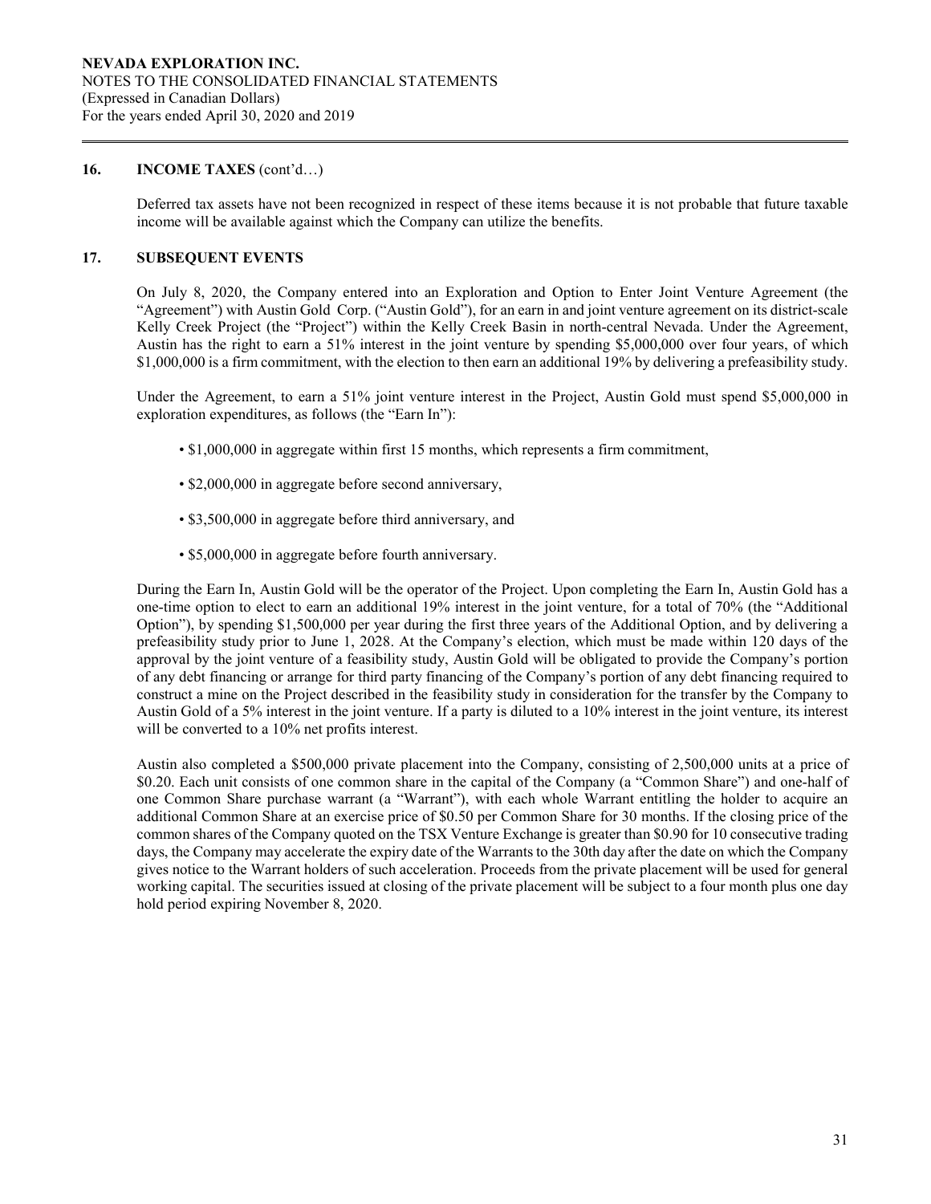## 16. INCOME TAXES (cont'd…)

Deferred tax assets have not been recognized in respect of these items because it is not probable that future taxable income will be available against which the Company can utilize the benefits.

## 17. SUBSEQUENT EVENTS

On July 8, 2020, the Company entered into an Exploration and Option to Enter Joint Venture Agreement (the "Agreement") with Austin Gold Corp. ("Austin Gold"), for an earn in and joint venture agreement on its district-scale Kelly Creek Project (the "Project") within the Kelly Creek Basin in north-central Nevada. Under the Agreement, Austin has the right to earn a 51% interest in the joint venture by spending $5,000,000 over four years, of which $1,000,000 is a firm commitment, with the election to then earn an additional 19% by delivering a prefeasibility study.

Under the Agreement, to earn a 51% joint venture interest in the Project, Austin Gold must spend $5,000,000 in exploration expenditures, as follows (the "Earn In"):

- $1,000,000 in aggregate within first 15 months, which represents a firm commitment,
- $2,000,000 in aggregate before second anniversary,
- $3,500,000 in aggregate before third anniversary, and
- $5,000,000 in aggregate before fourth anniversary.

During the Earn In, Austin Gold will be the operator of the Project. Upon completing the Earn In, Austin Gold has a one-time option to elect to earn an additional 19% interest in the joint venture, for a total of 70% (the "Additional Option"), by spending $1,500,000 per year during the first three years of the Additional Option, and by delivering a prefeasibility study prior to June 1, 2028. At the Company's election, which must be made within 120 days of the approval by the joint venture of a feasibility study, Austin Gold will be obligated to provide the Company's portion of any debt financing or arrange for third party financing of the Company's portion of any debt financing required to construct a mine on the Project described in the feasibility study in consideration for the transfer by the Company to Austin Gold of a 5% interest in the joint venture. If a party is diluted to a 10% interest in the joint venture, its interest will be converted to a 10% net profits interest.

Austin also completed a $500,000 private placement into the Company, consisting of 2,500,000 units at a price of $0.20. Each unit consists of one common share in the capital of the Company (a "Common Share") and one-half of one Common Share purchase warrant (a "Warrant"), with each whole Warrant entitling the holder to acquire an additional Common Share at an exercise price of $0.50 per Common Share for 30 months. If the closing price of the common shares of the Company quoted on the TSX Venture Exchange is greater than $0.90 for 10 consecutive trading days, the Company may accelerate the expiry date of the Warrants to the 30th day after the date on which the Company gives notice to the Warrant holders of such acceleration. Proceeds from the private placement will be used for general working capital. The securities issued at closing of the private placement will be subject to a four month plus one day hold period expiring November 8, 2020.